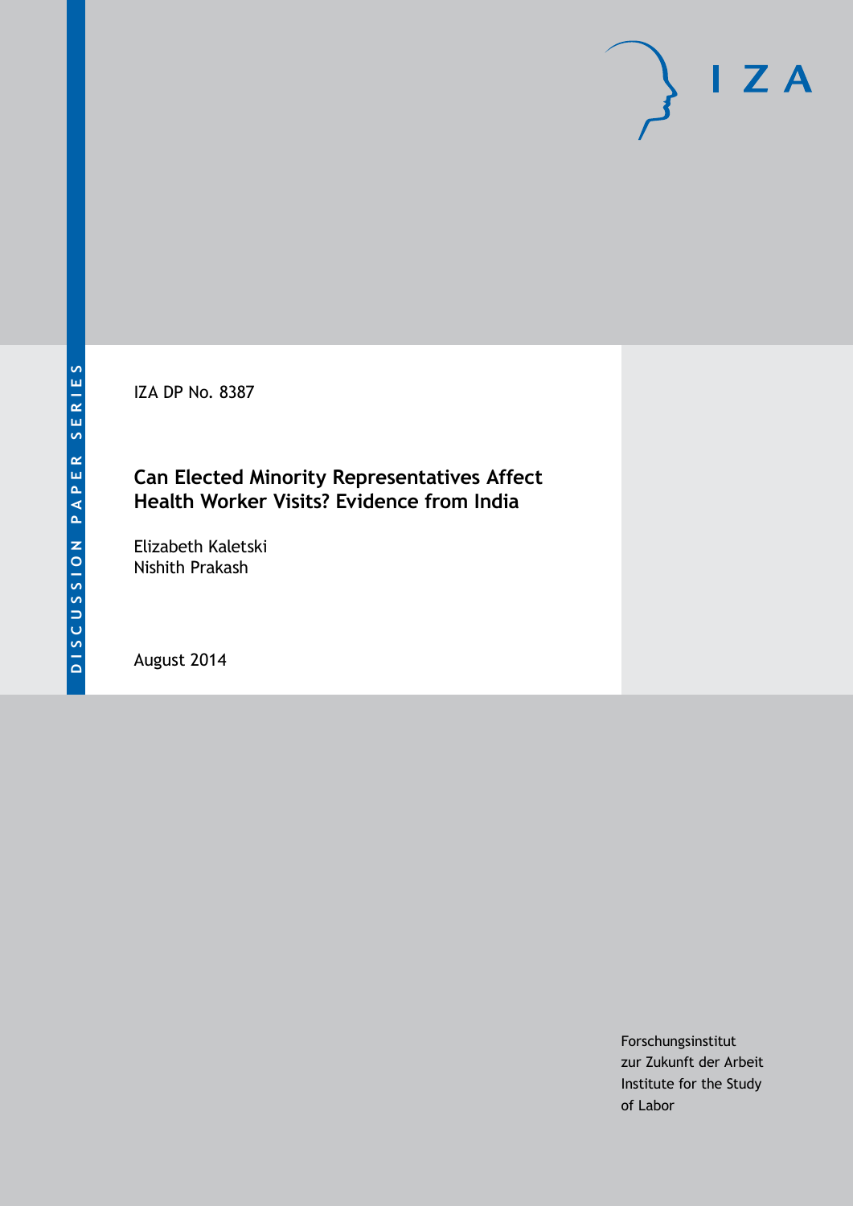DISCUSSION PAPER SERIES

IZA

IZA DP No. 8387

# Can Elected Minority Representatives Affect Health Worker Visits? Evidence from India

Elizabeth Kaletski
Nishith Prakash

August 2014

Forschungsinstitut
zur Zukunft der Arbeit
Institute for the Study
of Labor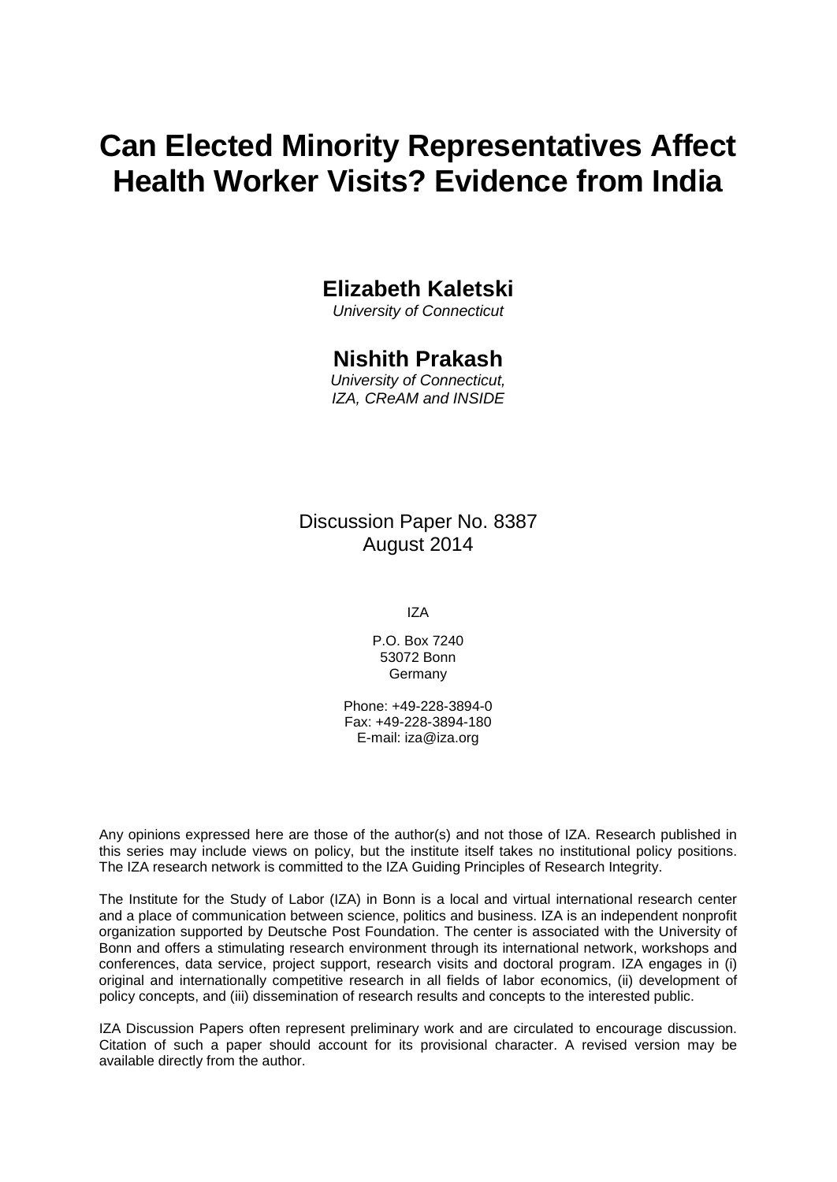# Can Elected Minority Representatives Affect Health Worker Visits? Evidence from India

**Elizabeth Kaletski**
*University of Connecticut*

**Nishith Prakash**
*University of Connecticut, IZA, CReAM and INSIDE*

Discussion Paper No. 8387
August 2014

IZA

P.O. Box 7240
53072 Bonn
Germany

Phone: +49-228-3894-0
Fax: +49-228-3894-180
E-mail: iza@iza.org

Any opinions expressed here are those of the author(s) and not those of IZA. Research published in this series may include views on policy, but the institute itself takes no institutional policy positions. The IZA research network is committed to the IZA Guiding Principles of Research Integrity.

The Institute for the Study of Labor (IZA) in Bonn is a local and virtual international research center and a place of communication between science, politics and business. IZA is an independent nonprofit organization supported by Deutsche Post Foundation. The center is associated with the University of Bonn and offers a stimulating research environment through its international network, workshops and conferences, data service, project support, research visits and doctoral program. IZA engages in (i) original and internationally competitive research in all fields of labor economics, (ii) development of policy concepts, and (iii) dissemination of research results and concepts to the interested public.

IZA Discussion Papers often represent preliminary work and are circulated to encourage discussion. Citation of such a paper should account for its provisional character. A revised version may be available directly from the author.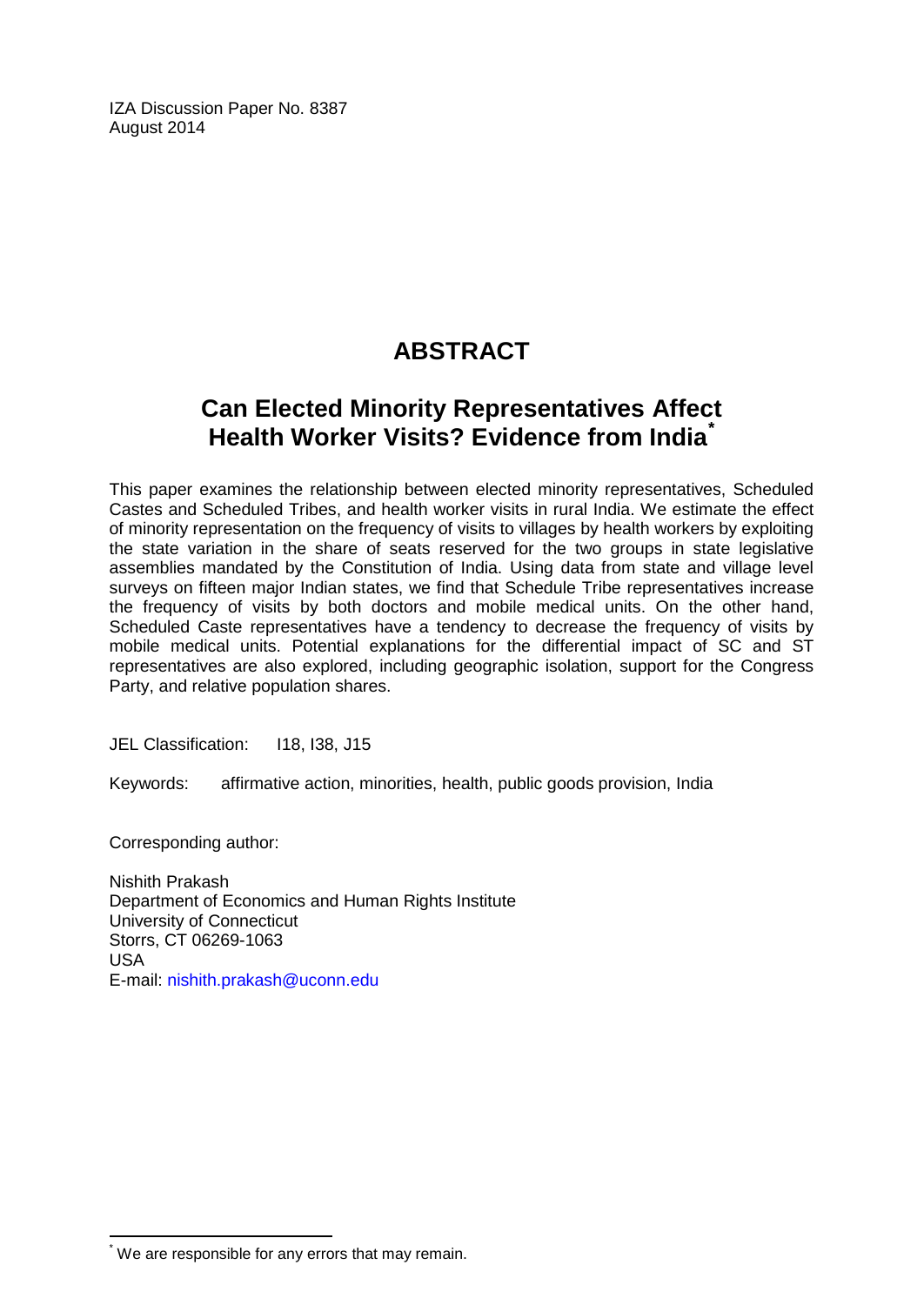IZA Discussion Paper No. 8387
August 2014

# ABSTRACT

## Can Elected Minority Representatives Affect Health Worker Visits? Evidence from India[*]

This paper examines the relationship between elected minority representatives, Scheduled Castes and Scheduled Tribes, and health worker visits in rural India. We estimate the effect of minority representation on the frequency of visits to villages by health workers by exploiting the state variation in the share of seats reserved for the two groups in state legislative assemblies mandated by the Constitution of India. Using data from state and village level surveys on fifteen major Indian states, we find that Schedule Tribe representatives increase the frequency of visits by both doctors and mobile medical units. On the other hand, Scheduled Caste representatives have a tendency to decrease the frequency of visits by mobile medical units. Potential explanations for the differential impact of SC and ST representatives are also explored, including geographic isolation, support for the Congress Party, and relative population shares.

JEL Classification: I18, I38, J15

Keywords: affirmative action, minorities, health, public goods provision, India

Corresponding author:

Nishith Prakash
Department of Economics and Human Rights Institute
University of Connecticut
Storrs, CT 06269-1063
USA
E-mail: nishith.prakash@uconn.edu

[*] We are responsible for any errors that may remain.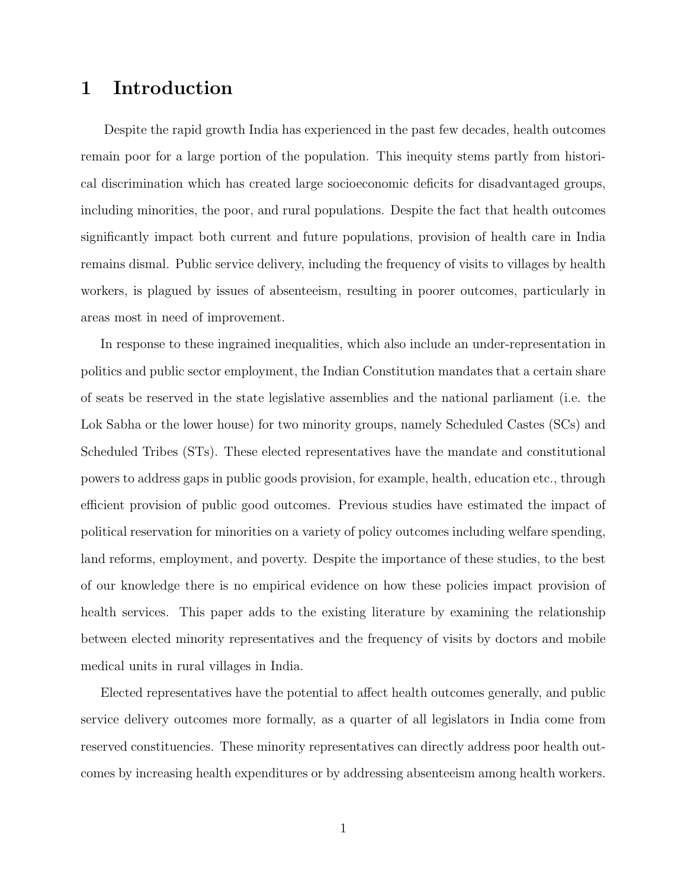# 1 Introduction

Despite the rapid growth India has experienced in the past few decades, health outcomes remain poor for a large portion of the population. This inequity stems partly from historical discrimination which has created large socioeconomic deficits for disadvantaged groups, including minorities, the poor, and rural populations. Despite the fact that health outcomes significantly impact both current and future populations, provision of health care in India remains dismal. Public service delivery, including the frequency of visits to villages by health workers, is plagued by issues of absenteeism, resulting in poorer outcomes, particularly in areas most in need of improvement.

In response to these ingrained inequalities, which also include an under-representation in politics and public sector employment, the Indian Constitution mandates that a certain share of seats be reserved in the state legislative assemblies and the national parliament (i.e. the Lok Sabha or the lower house) for two minority groups, namely Scheduled Castes (SCs) and Scheduled Tribes (STs). These elected representatives have the mandate and constitutional powers to address gaps in public goods provision, for example, health, education etc., through efficient provision of public good outcomes. Previous studies have estimated the impact of political reservation for minorities on a variety of policy outcomes including welfare spending, land reforms, employment, and poverty. Despite the importance of these studies, to the best of our knowledge there is no empirical evidence on how these policies impact provision of health services. This paper adds to the existing literature by examining the relationship between elected minority representatives and the frequency of visits by doctors and mobile medical units in rural villages in India.

Elected representatives have the potential to affect health outcomes generally, and public service delivery outcomes more formally, as a quarter of all legislators in India come from reserved constituencies. These minority representatives can directly address poor health outcomes by increasing health expenditures or by addressing absenteeism among health workers.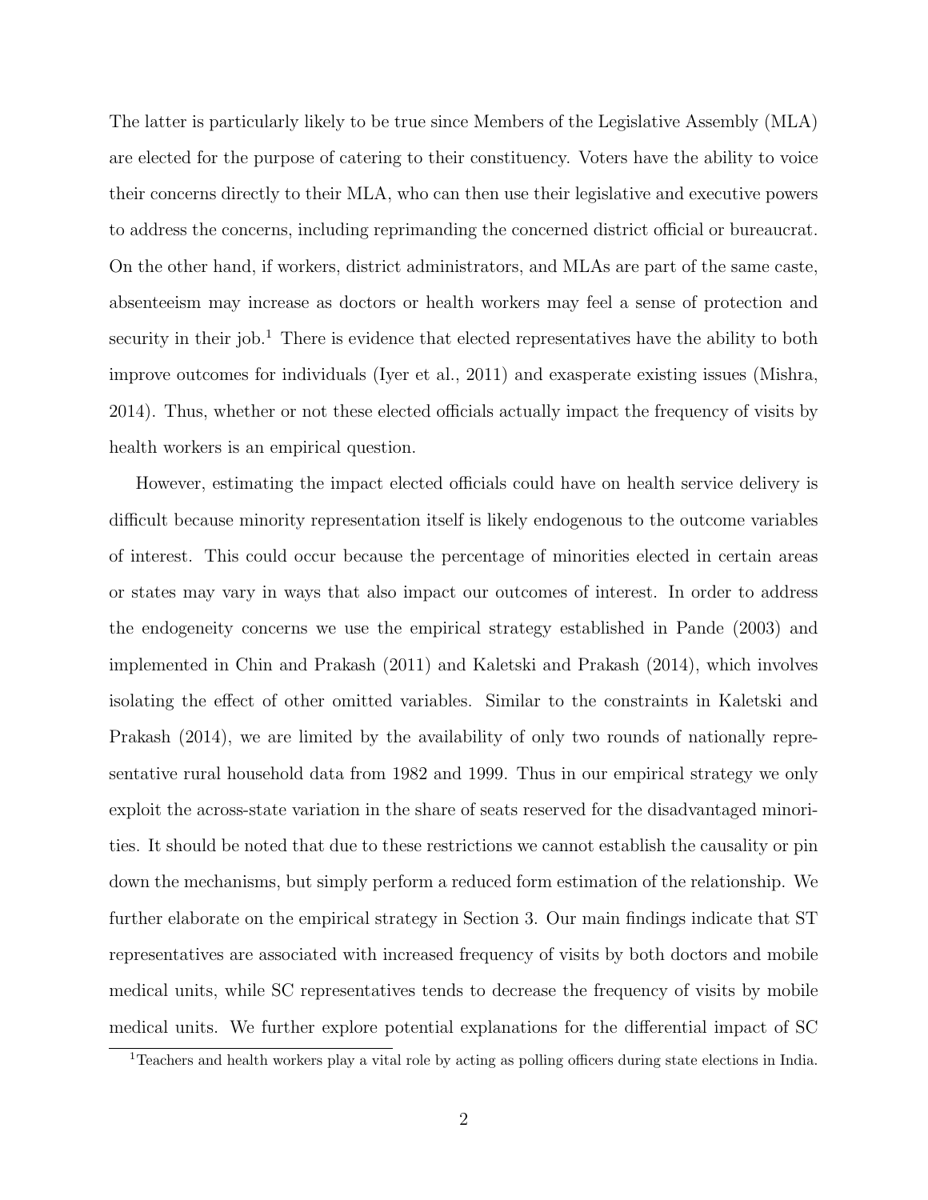The latter is particularly likely to be true since Members of the Legislative Assembly (MLA) are elected for the purpose of catering to their constituency. Voters have the ability to voice their concerns directly to their MLA, who can then use their legislative and executive powers to address the concerns, including reprimanding the concerned district official or bureaucrat. On the other hand, if workers, district administrators, and MLAs are part of the same caste, absenteeism may increase as doctors or health workers may feel a sense of protection and security in their job.[1] There is evidence that elected representatives have the ability to both improve outcomes for individuals (Iyer et al., 2011) and exasperate existing issues (Mishra, 2014). Thus, whether or not these elected officials actually impact the frequency of visits by health workers is an empirical question.

However, estimating the impact elected officials could have on health service delivery is difficult because minority representation itself is likely endogenous to the outcome variables of interest. This could occur because the percentage of minorities elected in certain areas or states may vary in ways that also impact our outcomes of interest. In order to address the endogeneity concerns we use the empirical strategy established in Pande (2003) and implemented in Chin and Prakash (2011) and Kaletski and Prakash (2014), which involves isolating the effect of other omitted variables. Similar to the constraints in Kaletski and Prakash (2014), we are limited by the availability of only two rounds of nationally representative rural household data from 1982 and 1999. Thus in our empirical strategy we only exploit the across-state variation in the share of seats reserved for the disadvantaged minorities. It should be noted that due to these restrictions we cannot establish the causality or pin down the mechanisms, but simply perform a reduced form estimation of the relationship. We further elaborate on the empirical strategy in Section 3. Our main findings indicate that ST representatives are associated with increased frequency of visits by both doctors and mobile medical units, while SC representatives tends to decrease the frequency of visits by mobile medical units. We further explore potential explanations for the differential impact of SC

[1] Teachers and health workers play a vital role by acting as polling officers during state elections in India.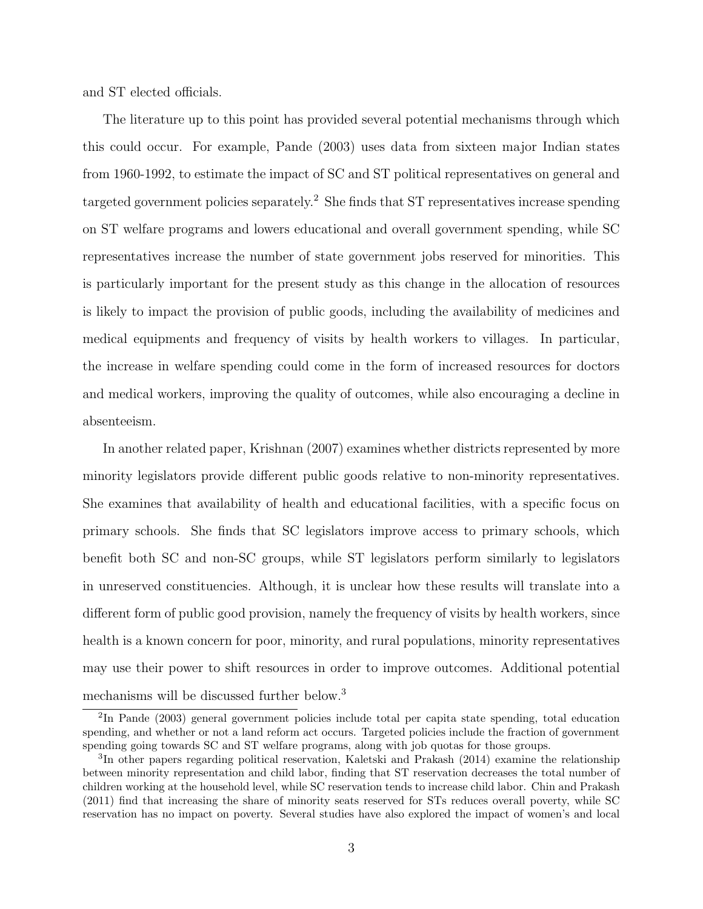and ST elected officials.

The literature up to this point has provided several potential mechanisms through which this could occur. For example, Pande (2003) uses data from sixteen major Indian states from 1960-1992, to estimate the impact of SC and ST political representatives on general and targeted government policies separately.[2] She finds that ST representatives increase spending on ST welfare programs and lowers educational and overall government spending, while SC representatives increase the number of state government jobs reserved for minorities. This is particularly important for the present study as this change in the allocation of resources is likely to impact the provision of public goods, including the availability of medicines and medical equipments and frequency of visits by health workers to villages. In particular, the increase in welfare spending could come in the form of increased resources for doctors and medical workers, improving the quality of outcomes, while also encouraging a decline in absenteeism.

In another related paper, Krishnan (2007) examines whether districts represented by more minority legislators provide different public goods relative to non-minority representatives. She examines that availability of health and educational facilities, with a specific focus on primary schools. She finds that SC legislators improve access to primary schools, which benefit both SC and non-SC groups, while ST legislators perform similarly to legislators in unreserved constituencies. Although, it is unclear how these results will translate into a different form of public good provision, namely the frequency of visits by health workers, since health is a known concern for poor, minority, and rural populations, minority representatives may use their power to shift resources in order to improve outcomes. Additional potential mechanisms will be discussed further below.[3]

[2]In Pande (2003) general government policies include total per capita state spending, total education spending, and whether or not a land reform act occurs. Targeted policies include the fraction of government spending going towards SC and ST welfare programs, along with job quotas for those groups.

[3]In other papers regarding political reservation, Kaletski and Prakash (2014) examine the relationship between minority representation and child labor, finding that ST reservation decreases the total number of children working at the household level, while SC reservation tends to increase child labor. Chin and Prakash (2011) find that increasing the share of minority seats reserved for STs reduces overall poverty, while SC reservation has no impact on poverty. Several studies have also explored the impact of women's and local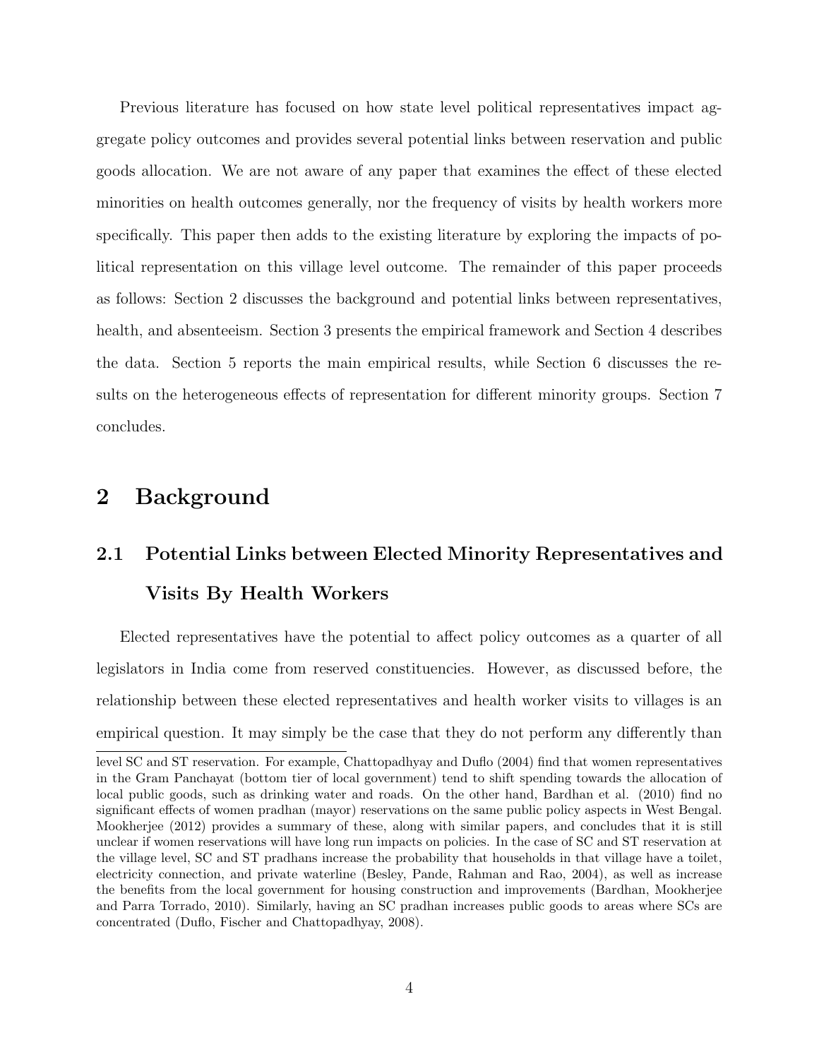Previous literature has focused on how state level political representatives impact aggregate policy outcomes and provides several potential links between reservation and public goods allocation. We are not aware of any paper that examines the effect of these elected minorities on health outcomes generally, nor the frequency of visits by health workers more specifically. This paper then adds to the existing literature by exploring the impacts of political representation on this village level outcome. The remainder of this paper proceeds as follows: Section 2 discusses the background and potential links between representatives, health, and absenteeism. Section 3 presents the empirical framework and Section 4 describes the data. Section 5 reports the main empirical results, while Section 6 discusses the results on the heterogeneous effects of representation for different minority groups. Section 7 concludes.

# 2 Background

## 2.1 Potential Links between Elected Minority Representatives and Visits By Health Workers

Elected representatives have the potential to affect policy outcomes as a quarter of all legislators in India come from reserved constituencies. However, as discussed before, the relationship between these elected representatives and health worker visits to villages is an empirical question. It may simply be the case that they do not perform any differently than

level SC and ST reservation. For example, Chattopadhyay and Duflo (2004) find that women representatives in the Gram Panchayat (bottom tier of local government) tend to shift spending towards the allocation of local public goods, such as drinking water and roads. On the other hand, Bardhan et al. (2010) find no significant effects of women pradhan (mayor) reservations on the same public policy aspects in West Bengal. Mookherjee (2012) provides a summary of these, along with similar papers, and concludes that it is still unclear if women reservations will have long run impacts on policies. In the case of SC and ST reservation at the village level, SC and ST pradhans increase the probability that households in that village have a toilet, electricity connection, and private waterline (Besley, Pande, Rahman and Rao, 2004), as well as increase the benefits from the local government for housing construction and improvements (Bardhan, Mookherjee and Parra Torrado, 2010). Similarly, having an SC pradhan increases public goods to areas where SCs are concentrated (Duflo, Fischer and Chattopadhyay, 2008).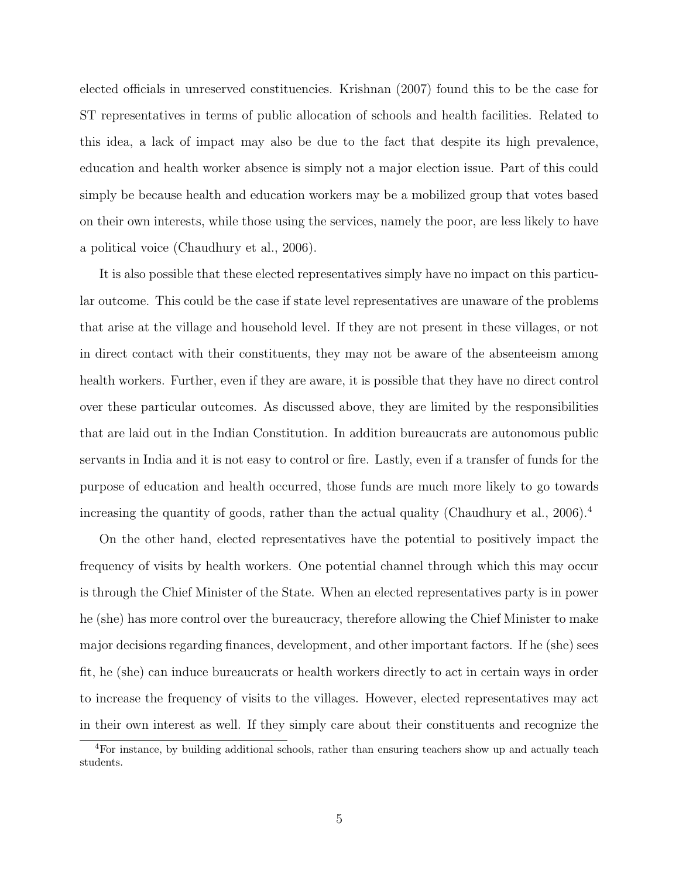elected officials in unreserved constituencies. Krishnan (2007) found this to be the case for ST representatives in terms of public allocation of schools and health facilities. Related to this idea, a lack of impact may also be due to the fact that despite its high prevalence, education and health worker absence is simply not a major election issue. Part of this could simply be because health and education workers may be a mobilized group that votes based on their own interests, while those using the services, namely the poor, are less likely to have a political voice (Chaudhury et al., 2006).

It is also possible that these elected representatives simply have no impact on this particular outcome. This could be the case if state level representatives are unaware of the problems that arise at the village and household level. If they are not present in these villages, or not in direct contact with their constituents, they may not be aware of the absenteeism among health workers. Further, even if they are aware, it is possible that they have no direct control over these particular outcomes. As discussed above, they are limited by the responsibilities that are laid out in the Indian Constitution. In addition bureaucrats are autonomous public servants in India and it is not easy to control or fire. Lastly, even if a transfer of funds for the purpose of education and health occurred, those funds are much more likely to go towards increasing the quantity of goods, rather than the actual quality (Chaudhury et al., 2006).[4]

On the other hand, elected representatives have the potential to positively impact the frequency of visits by health workers. One potential channel through which this may occur is through the Chief Minister of the State. When an elected representatives party is in power he (she) has more control over the bureaucracy, therefore allowing the Chief Minister to make major decisions regarding finances, development, and other important factors. If he (she) sees fit, he (she) can induce bureaucrats or health workers directly to act in certain ways in order to increase the frequency of visits to the villages. However, elected representatives may act in their own interest as well. If they simply care about their constituents and recognize the

[4] For instance, by building additional schools, rather than ensuring teachers show up and actually teach students.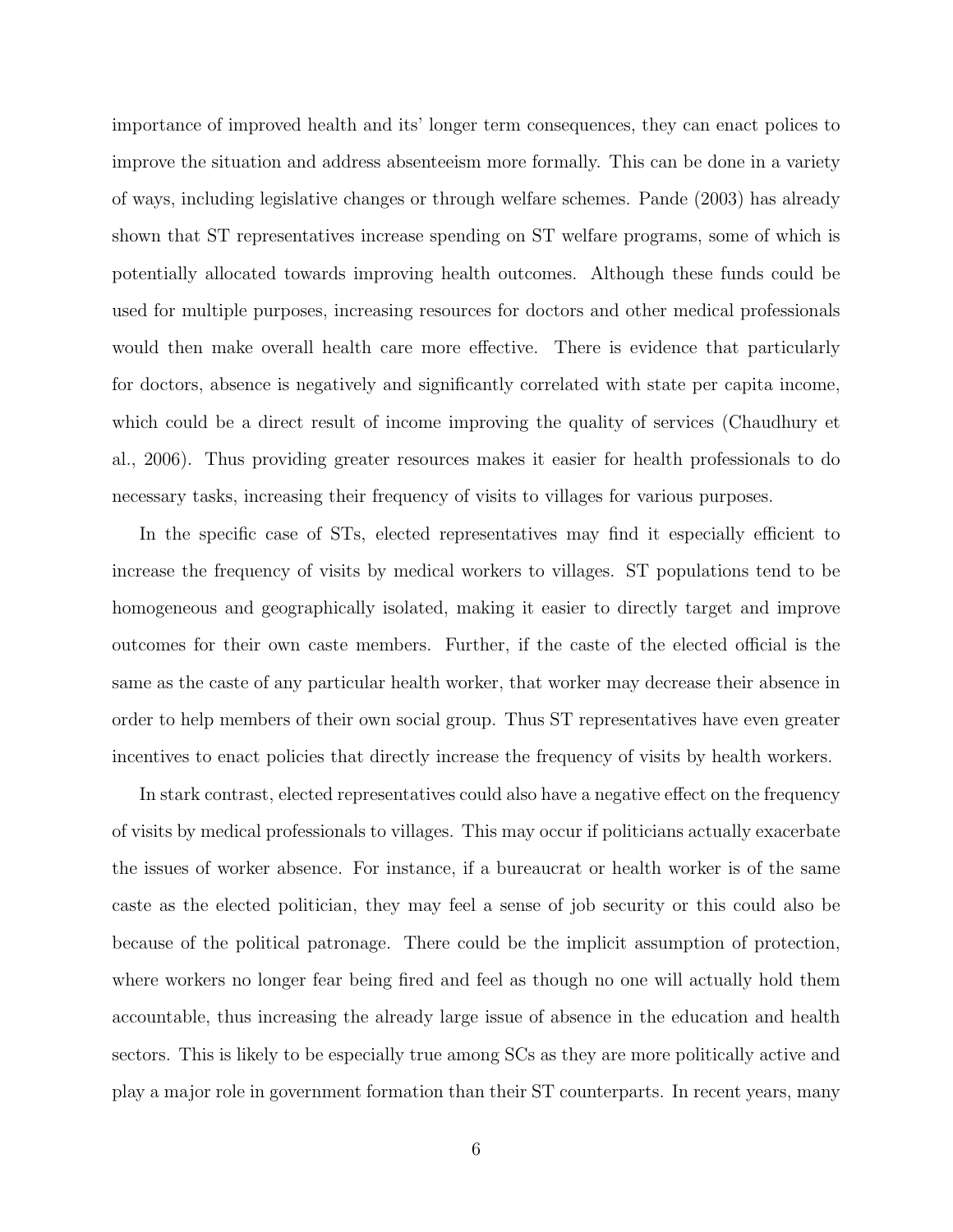importance of improved health and its' longer term consequences, they can enact polices to improve the situation and address absenteeism more formally. This can be done in a variety of ways, including legislative changes or through welfare schemes. Pande (2003) has already shown that ST representatives increase spending on ST welfare programs, some of which is potentially allocated towards improving health outcomes. Although these funds could be used for multiple purposes, increasing resources for doctors and other medical professionals would then make overall health care more effective. There is evidence that particularly for doctors, absence is negatively and significantly correlated with state per capita income, which could be a direct result of income improving the quality of services (Chaudhury et al., 2006). Thus providing greater resources makes it easier for health professionals to do necessary tasks, increasing their frequency of visits to villages for various purposes.

In the specific case of STs, elected representatives may find it especially efficient to increase the frequency of visits by medical workers to villages. ST populations tend to be homogeneous and geographically isolated, making it easier to directly target and improve outcomes for their own caste members. Further, if the caste of the elected official is the same as the caste of any particular health worker, that worker may decrease their absence in order to help members of their own social group. Thus ST representatives have even greater incentives to enact policies that directly increase the frequency of visits by health workers.

In stark contrast, elected representatives could also have a negative effect on the frequency of visits by medical professionals to villages. This may occur if politicians actually exacerbate the issues of worker absence. For instance, if a bureaucrat or health worker is of the same caste as the elected politician, they may feel a sense of job security or this could also be because of the political patronage. There could be the implicit assumption of protection, where workers no longer fear being fired and feel as though no one will actually hold them accountable, thus increasing the already large issue of absence in the education and health sectors. This is likely to be especially true among SCs as they are more politically active and play a major role in government formation than their ST counterparts. In recent years, many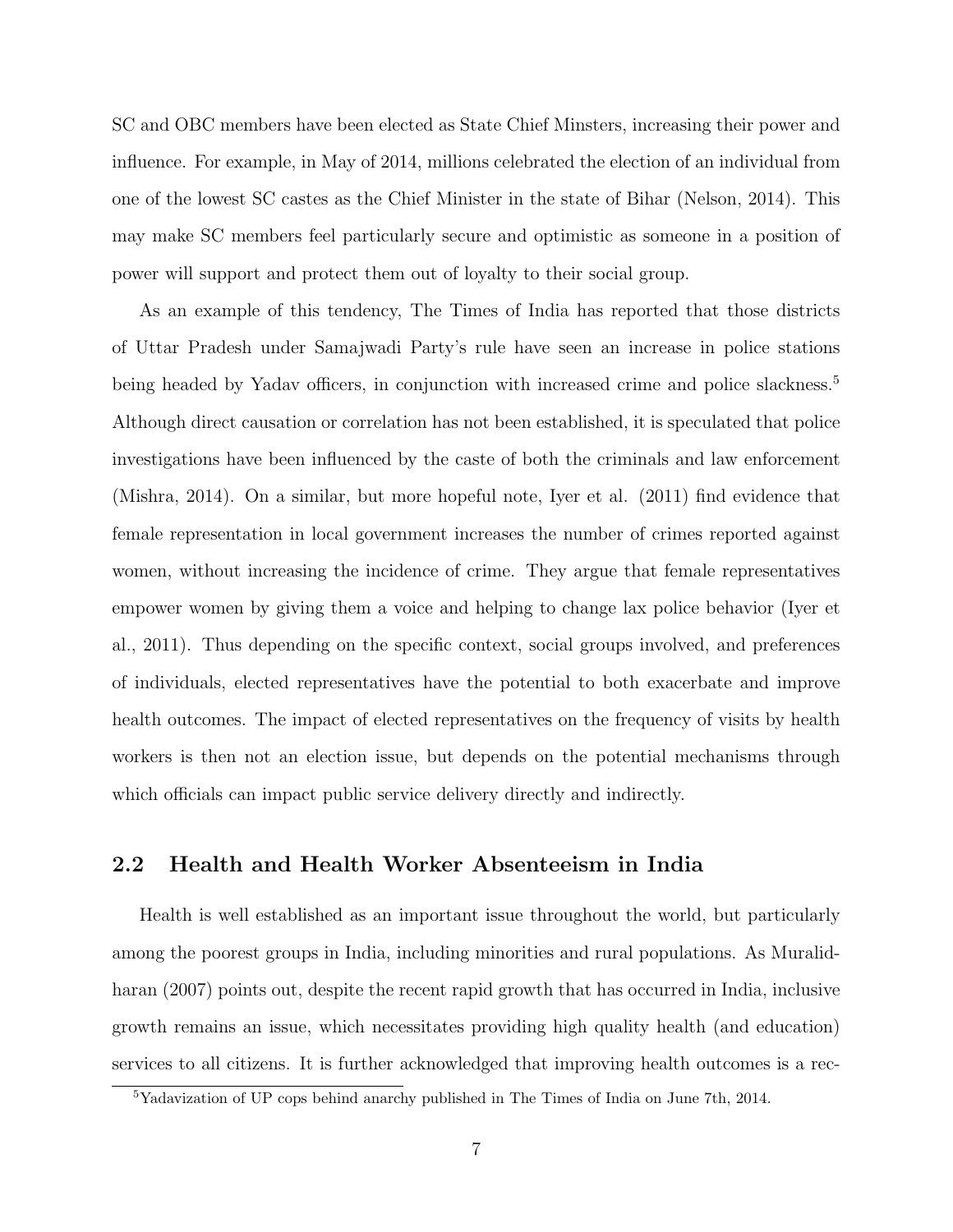SC and OBC members have been elected as State Chief Minsters, increasing their power and influence. For example, in May of 2014, millions celebrated the election of an individual from one of the lowest SC castes as the Chief Minister in the state of Bihar (Nelson, 2014). This may make SC members feel particularly secure and optimistic as someone in a position of power will support and protect them out of loyalty to their social group.

As an example of this tendency, The Times of India has reported that those districts of Uttar Pradesh under Samajwadi Party's rule have seen an increase in police stations being headed by Yadav officers, in conjunction with increased crime and police slackness.[5] Although direct causation or correlation has not been established, it is speculated that police investigations have been influenced by the caste of both the criminals and law enforcement (Mishra, 2014). On a similar, but more hopeful note, Iyer et al. (2011) find evidence that female representation in local government increases the number of crimes reported against women, without increasing the incidence of crime. They argue that female representatives empower women by giving them a voice and helping to change lax police behavior (Iyer et al., 2011). Thus depending on the specific context, social groups involved, and preferences of individuals, elected representatives have the potential to both exacerbate and improve health outcomes. The impact of elected representatives on the frequency of visits by health workers is then not an election issue, but depends on the potential mechanisms through which officials can impact public service delivery directly and indirectly.

## 2.2 Health and Health Worker Absenteeism in India

Health is well established as an important issue throughout the world, but particularly among the poorest groups in India, including minorities and rural populations. As Muralidharan (2007) points out, despite the recent rapid growth that has occurred in India, inclusive growth remains an issue, which necessitates providing high quality health (and education) services to all citizens. It is further acknowledged that improving health outcomes is a rec-

[5] Yadavization of UP cops behind anarchy published in The Times of India on June 7th, 2014.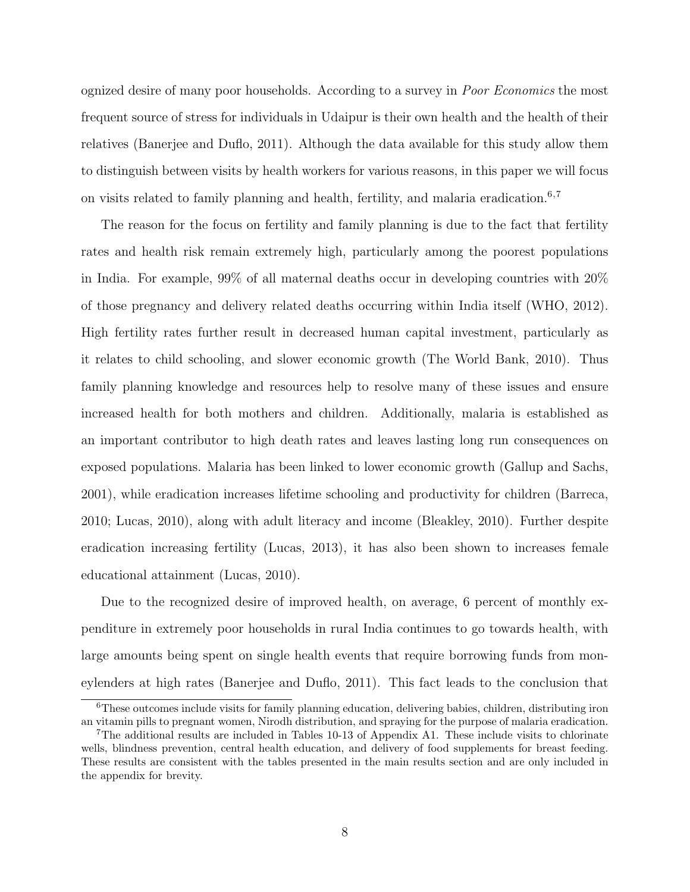ognized desire of many poor households. According to a survey in *Poor Economics* the most frequent source of stress for individuals in Udaipur is their own health and the health of their relatives (Banerjee and Duflo, 2011). Although the data available for this study allow them to distinguish between visits by health workers for various reasons, in this paper we will focus on visits related to family planning and health, fertility, and malaria eradication.[6,7]

The reason for the focus on fertility and family planning is due to the fact that fertility rates and health risk remain extremely high, particularly among the poorest populations in India. For example, 99% of all maternal deaths occur in developing countries with 20% of those pregnancy and delivery related deaths occurring within India itself (WHO, 2012). High fertility rates further result in decreased human capital investment, particularly as it relates to child schooling, and slower economic growth (The World Bank, 2010). Thus family planning knowledge and resources help to resolve many of these issues and ensure increased health for both mothers and children. Additionally, malaria is established as an important contributor to high death rates and leaves lasting long run consequences on exposed populations. Malaria has been linked to lower economic growth (Gallup and Sachs, 2001), while eradication increases lifetime schooling and productivity for children (Barreca, 2010; Lucas, 2010), along with adult literacy and income (Bleakley, 2010). Further despite eradication increasing fertility (Lucas, 2013), it has also been shown to increases female educational attainment (Lucas, 2010).

Due to the recognized desire of improved health, on average, 6 percent of monthly expenditure in extremely poor households in rural India continues to go towards health, with large amounts being spent on single health events that require borrowing funds from moneylenders at high rates (Banerjee and Duflo, 2011). This fact leads to the conclusion that

[6] These outcomes include visits for family planning education, delivering babies, children, distributing iron an vitamin pills to pregnant women, Nirodh distribution, and spraying for the purpose of malaria eradication.

[7] The additional results are included in Tables 10-13 of Appendix A1. These include visits to chlorinate wells, blindness prevention, central health education, and delivery of food supplements for breast feeding. These results are consistent with the tables presented in the main results section and are only included in the appendix for brevity.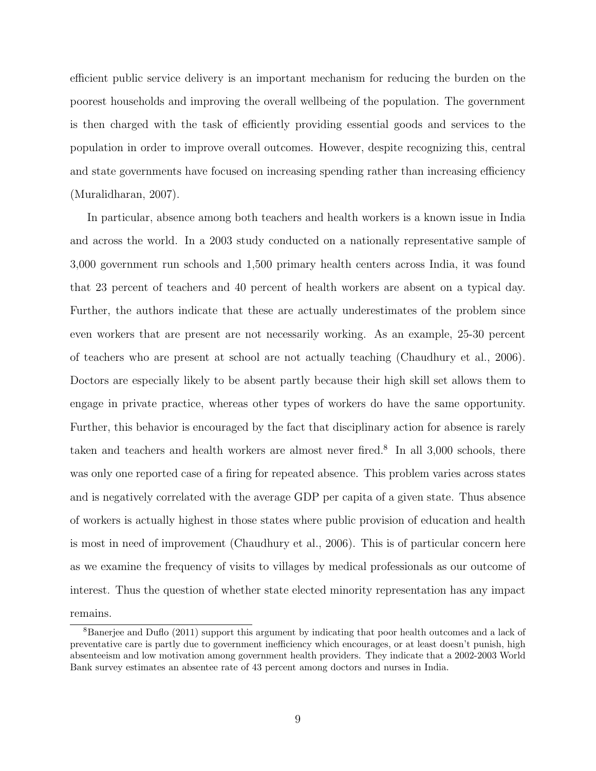efficient public service delivery is an important mechanism for reducing the burden on the poorest households and improving the overall wellbeing of the population. The government is then charged with the task of efficiently providing essential goods and services to the population in order to improve overall outcomes. However, despite recognizing this, central and state governments have focused on increasing spending rather than increasing efficiency (Muralidharan, 2007).

In particular, absence among both teachers and health workers is a known issue in India and across the world. In a 2003 study conducted on a nationally representative sample of 3,000 government run schools and 1,500 primary health centers across India, it was found that 23 percent of teachers and 40 percent of health workers are absent on a typical day. Further, the authors indicate that these are actually underestimates of the problem since even workers that are present are not necessarily working. As an example, 25-30 percent of teachers who are present at school are not actually teaching (Chaudhury et al., 2006). Doctors are especially likely to be absent partly because their high skill set allows them to engage in private practice, whereas other types of workers do have the same opportunity. Further, this behavior is encouraged by the fact that disciplinary action for absence is rarely taken and teachers and health workers are almost never fired.[8] In all 3,000 schools, there was only one reported case of a firing for repeated absence. This problem varies across states and is negatively correlated with the average GDP per capita of a given state. Thus absence of workers is actually highest in those states where public provision of education and health is most in need of improvement (Chaudhury et al., 2006). This is of particular concern here as we examine the frequency of visits to villages by medical professionals as our outcome of interest. Thus the question of whether state elected minority representation has any impact remains.

[8]Banerjee and Duflo (2011) support this argument by indicating that poor health outcomes and a lack of preventative care is partly due to government inefficiency which encourages, or at least doesn't punish, high absenteeism and low motivation among government health providers. They indicate that a 2002-2003 World Bank survey estimates an absentee rate of 43 percent among doctors and nurses in India.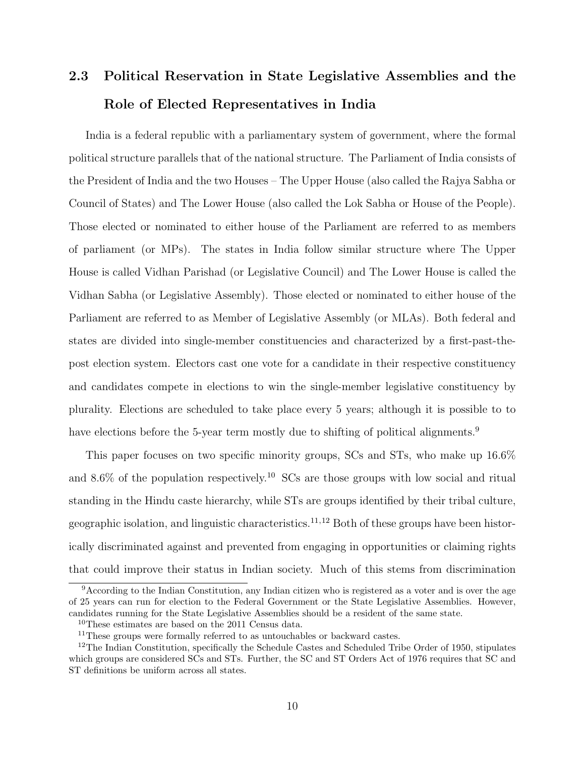## 2.3 Political Reservation in State Legislative Assemblies and the Role of Elected Representatives in India

India is a federal republic with a parliamentary system of government, where the formal political structure parallels that of the national structure. The Parliament of India consists of the President of India and the two Houses – The Upper House (also called the Rajya Sabha or Council of States) and The Lower House (also called the Lok Sabha or House of the People). Those elected or nominated to either house of the Parliament are referred to as members of parliament (or MPs). The states in India follow similar structure where The Upper House is called Vidhan Parishad (or Legislative Council) and The Lower House is called the Vidhan Sabha (or Legislative Assembly). Those elected or nominated to either house of the Parliament are referred to as Member of Legislative Assembly (or MLAs). Both federal and states are divided into single-member constituencies and characterized by a first-past-the-post election system. Electors cast one vote for a candidate in their respective constituency and candidates compete in elections to win the single-member legislative constituency by plurality. Elections are scheduled to take place every 5 years; although it is possible to to have elections before the 5-year term mostly due to shifting of political alignments.[9]

This paper focuses on two specific minority groups, SCs and STs, who make up 16.6% and 8.6% of the population respectively.[10] SCs are those groups with low social and ritual standing in the Hindu caste hierarchy, while STs are groups identified by their tribal culture, geographic isolation, and linguistic characteristics.[11,12] Both of these groups have been historically discriminated against and prevented from engaging in opportunities or claiming rights that could improve their status in Indian society. Much of this stems from discrimination

[9] According to the Indian Constitution, any Indian citizen who is registered as a voter and is over the age of 25 years can run for election to the Federal Government or the State Legislative Assemblies. However, candidates running for the State Legislative Assemblies should be a resident of the same state.

[10] These estimates are based on the 2011 Census data.

[11] These groups were formally referred to as untouchables or backward castes.

[12] The Indian Constitution, specifically the Schedule Castes and Scheduled Tribe Order of 1950, stipulates which groups are considered SCs and STs. Further, the SC and ST Orders Act of 1976 requires that SC and ST definitions be uniform across all states.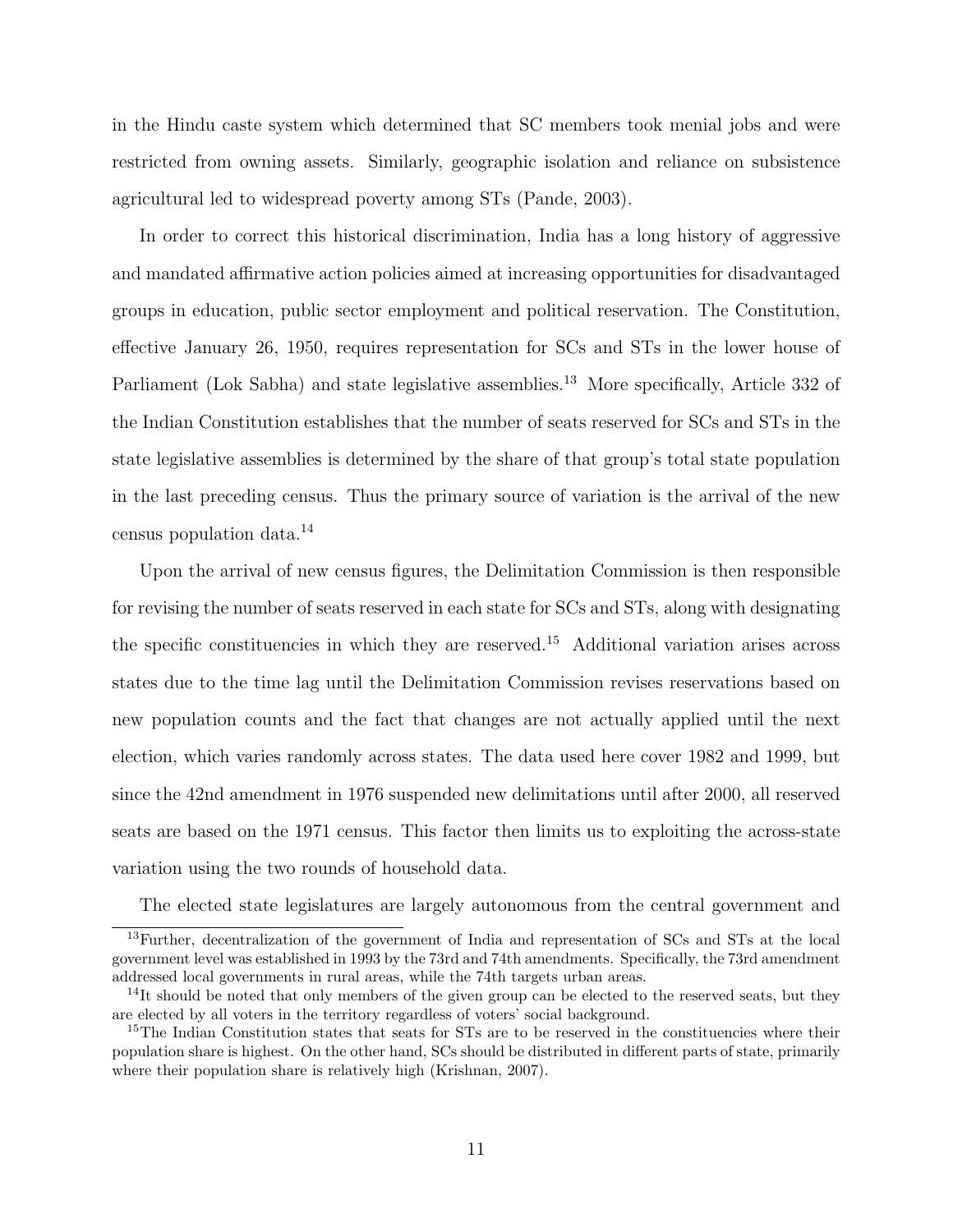in the Hindu caste system which determined that SC members took menial jobs and were restricted from owning assets. Similarly, geographic isolation and reliance on subsistence agricultural led to widespread poverty among STs (Pande, 2003).

In order to correct this historical discrimination, India has a long history of aggressive and mandated affirmative action policies aimed at increasing opportunities for disadvantaged groups in education, public sector employment and political reservation. The Constitution, effective January 26, 1950, requires representation for SCs and STs in the lower house of Parliament (Lok Sabha) and state legislative assemblies.[13] More specifically, Article 332 of the Indian Constitution establishes that the number of seats reserved for SCs and STs in the state legislative assemblies is determined by the share of that group's total state population in the last preceding census. Thus the primary source of variation is the arrival of the new census population data.[14]

Upon the arrival of new census figures, the Delimitation Commission is then responsible for revising the number of seats reserved in each state for SCs and STs, along with designating the specific constituencies in which they are reserved.[15] Additional variation arises across states due to the time lag until the Delimitation Commission revises reservations based on new population counts and the fact that changes are not actually applied until the next election, which varies randomly across states. The data used here cover 1982 and 1999, but since the 42nd amendment in 1976 suspended new delimitations until after 2000, all reserved seats are based on the 1971 census. This factor then limits us to exploiting the across-state variation using the two rounds of household data.

The elected state legislatures are largely autonomous from the central government and

[13] Further, decentralization of the government of India and representation of SCs and STs at the local government level was established in 1993 by the 73rd and 74th amendments. Specifically, the 73rd amendment addressed local governments in rural areas, while the 74th targets urban areas.

[14] It should be noted that only members of the given group can be elected to the reserved seats, but they are elected by all voters in the territory regardless of voters' social background.

[15] The Indian Constitution states that seats for STs are to be reserved in the constituencies where their population share is highest. On the other hand, SCs should be distributed in different parts of state, primarily where their population share is relatively high (Krishnan, 2007).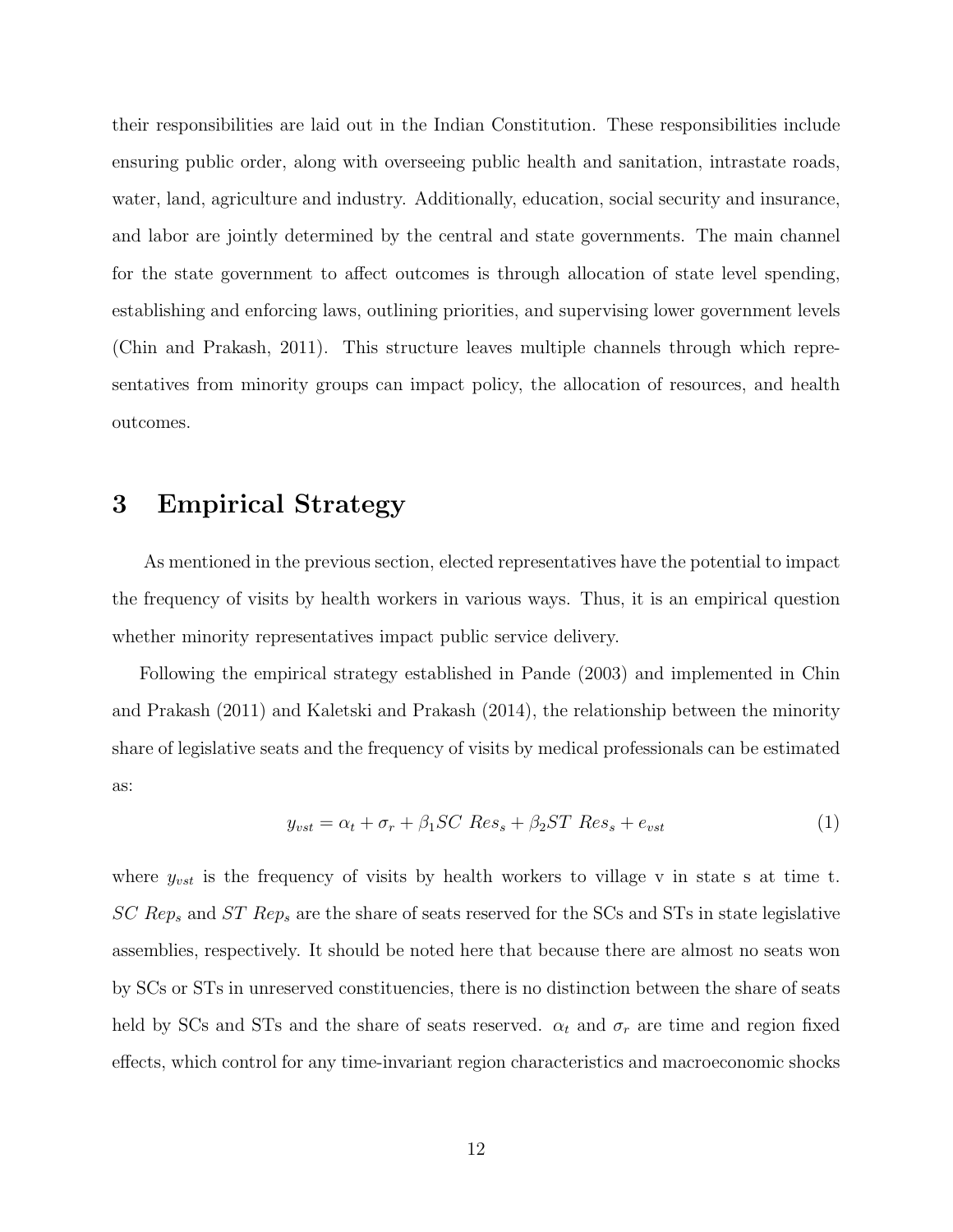their responsibilities are laid out in the Indian Constitution. These responsibilities include ensuring public order, along with overseeing public health and sanitation, intrastate roads, water, land, agriculture and industry. Additionally, education, social security and insurance, and labor are jointly determined by the central and state governments. The main channel for the state government to affect outcomes is through allocation of state level spending, establishing and enforcing laws, outlining priorities, and supervising lower government levels (Chin and Prakash, 2011). This structure leaves multiple channels through which representatives from minority groups can impact policy, the allocation of resources, and health outcomes.

# 3 Empirical Strategy

As mentioned in the previous section, elected representatives have the potential to impact the frequency of visits by health workers in various ways. Thus, it is an empirical question whether minority representatives impact public service delivery.

Following the empirical strategy established in Pande (2003) and implemented in Chin and Prakash (2011) and Kaletski and Prakash (2014), the relationship between the minority share of legislative seats and the frequency of visits by medical professionals can be estimated as:

$$y_{vst} = \alpha_t + \sigma_r + \beta_1 SC\ Res_s + \beta_2 ST\ Res_s + e_{vst} \tag{1}$$

where $y_{vst}$ is the frequency of visits by health workers to village v in state s at time t. $SC\ Rep_s$ and $ST\ Rep_s$ are the share of seats reserved for the SCs and STs in state legislative assemblies, respectively. It should be noted here that because there are almost no seats won by SCs or STs in unreserved constituencies, there is no distinction between the share of seats held by SCs and STs and the share of seats reserved. $\alpha_t$ and $\sigma_r$ are time and region fixed effects, which control for any time-invariant region characteristics and macroeconomic shocks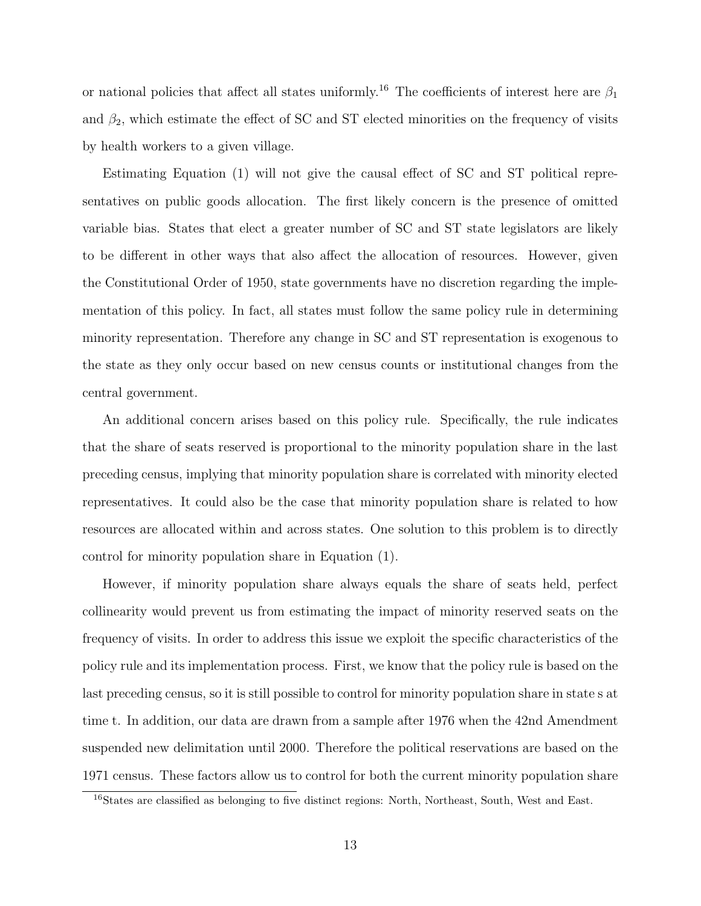or national policies that affect all states uniformly.[16] The coefficients of interest here are $\beta_1$ and $\beta_2$, which estimate the effect of SC and ST elected minorities on the frequency of visits by health workers to a given village.

Estimating Equation (1) will not give the causal effect of SC and ST political representatives on public goods allocation. The first likely concern is the presence of omitted variable bias. States that elect a greater number of SC and ST state legislators are likely to be different in other ways that also affect the allocation of resources. However, given the Constitutional Order of 1950, state governments have no discretion regarding the implementation of this policy. In fact, all states must follow the same policy rule in determining minority representation. Therefore any change in SC and ST representation is exogenous to the state as they only occur based on new census counts or institutional changes from the central government.

An additional concern arises based on this policy rule. Specifically, the rule indicates that the share of seats reserved is proportional to the minority population share in the last preceding census, implying that minority population share is correlated with minority elected representatives. It could also be the case that minority population share is related to how resources are allocated within and across states. One solution to this problem is to directly control for minority population share in Equation (1).

However, if minority population share always equals the share of seats held, perfect collinearity would prevent us from estimating the impact of minority reserved seats on the frequency of visits. In order to address this issue we exploit the specific characteristics of the policy rule and its implementation process. First, we know that the policy rule is based on the last preceding census, so it is still possible to control for minority population share in state s at time t. In addition, our data are drawn from a sample after 1976 when the 42nd Amendment suspended new delimitation until 2000. Therefore the political reservations are based on the 1971 census. These factors allow us to control for both the current minority population share

[16] States are classified as belonging to five distinct regions: North, Northeast, South, West and East.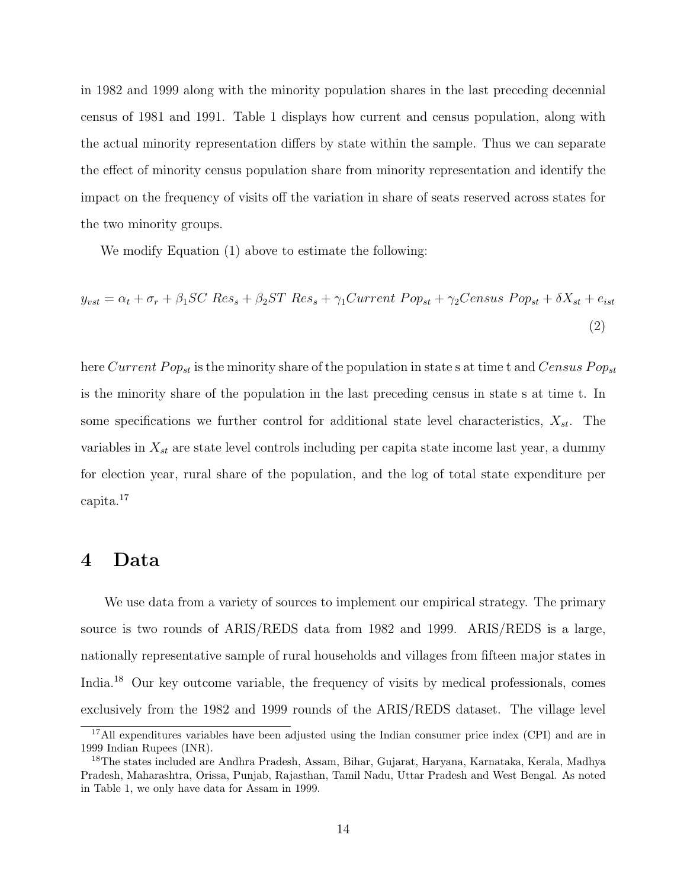in 1982 and 1999 along with the minority population shares in the last preceding decennial census of 1981 and 1991. Table 1 displays how current and census population, along with the actual minority representation differs by state within the sample. Thus we can separate the effect of minority census population share from minority representation and identify the impact on the frequency of visits off the variation in share of seats reserved across states for the two minority groups.

We modify Equation (1) above to estimate the following:

$$y_{vst} = \alpha_t + \sigma_r + \beta_1 SC\ Res_s + \beta_2 ST\ Res_s + \gamma_1 Current\ Pop_{st} + \gamma_2 Census\ Pop_{st} + \delta X_{st} + e_{ist} \tag{2}$$

here $Current\ Pop_{st}$ is the minority share of the population in state s at time t and $Census\ Pop_{st}$ is the minority share of the population in the last preceding census in state s at time t. In some specifications we further control for additional state level characteristics, $X_{st}$. The variables in $X_{st}$ are state level controls including per capita state income last year, a dummy for election year, rural share of the population, and the log of total state expenditure per capita.[17]

# 4 Data

We use data from a variety of sources to implement our empirical strategy. The primary source is two rounds of ARIS/REDS data from 1982 and 1999. ARIS/REDS is a large, nationally representative sample of rural households and villages from fifteen major states in India.[18] Our key outcome variable, the frequency of visits by medical professionals, comes exclusively from the 1982 and 1999 rounds of the ARIS/REDS dataset. The village level

[17] All expenditures variables have been adjusted using the Indian consumer price index (CPI) and are in 1999 Indian Rupees (INR).

[18] The states included are Andhra Pradesh, Assam, Bihar, Gujarat, Haryana, Karnataka, Kerala, Madhya Pradesh, Maharashtra, Orissa, Punjab, Rajasthan, Tamil Nadu, Uttar Pradesh and West Bengal. As noted in Table 1, we only have data for Assam in 1999.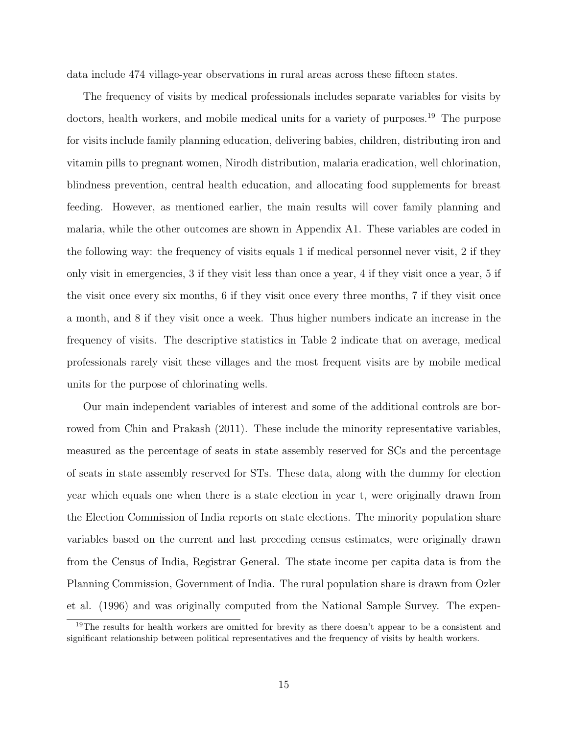data include 474 village-year observations in rural areas across these fifteen states.

The frequency of visits by medical professionals includes separate variables for visits by doctors, health workers, and mobile medical units for a variety of purposes.[19] The purpose for visits include family planning education, delivering babies, children, distributing iron and vitamin pills to pregnant women, Nirodh distribution, malaria eradication, well chlorination, blindness prevention, central health education, and allocating food supplements for breast feeding. However, as mentioned earlier, the main results will cover family planning and malaria, while the other outcomes are shown in Appendix A1. These variables are coded in the following way: the frequency of visits equals 1 if medical personnel never visit, 2 if they only visit in emergencies, 3 if they visit less than once a year, 4 if they visit once a year, 5 if the visit once every six months, 6 if they visit once every three months, 7 if they visit once a month, and 8 if they visit once a week. Thus higher numbers indicate an increase in the frequency of visits. The descriptive statistics in Table 2 indicate that on average, medical professionals rarely visit these villages and the most frequent visits are by mobile medical units for the purpose of chlorinating wells.

Our main independent variables of interest and some of the additional controls are borrowed from Chin and Prakash (2011). These include the minority representative variables, measured as the percentage of seats in state assembly reserved for SCs and the percentage of seats in state assembly reserved for STs. These data, along with the dummy for election year which equals one when there is a state election in year t, were originally drawn from the Election Commission of India reports on state elections. The minority population share variables based on the current and last preceding census estimates, were originally drawn from the Census of India, Registrar General. The state income per capita data is from the Planning Commission, Government of India. The rural population share is drawn from Ozler et al. (1996) and was originally computed from the National Sample Survey. The expen-

[19]The results for health workers are omitted for brevity as there doesn't appear to be a consistent and significant relationship between political representatives and the frequency of visits by health workers.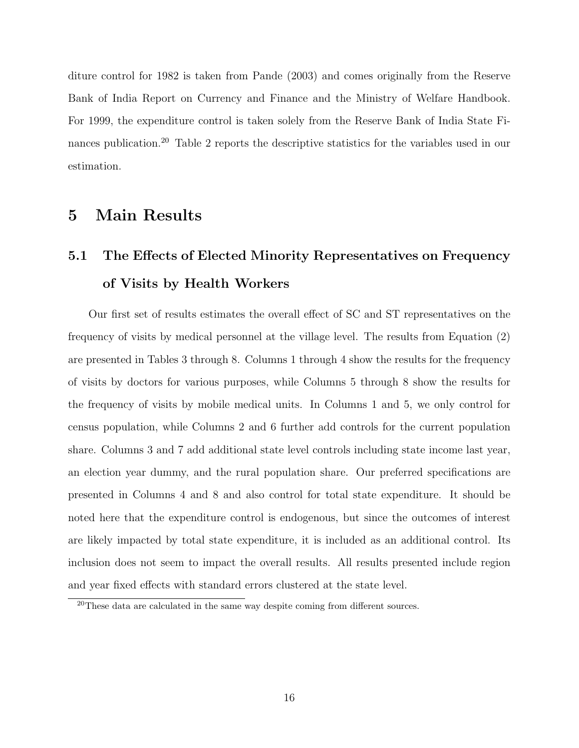diture control for 1982 is taken from Pande (2003) and comes originally from the Reserve Bank of India Report on Currency and Finance and the Ministry of Welfare Handbook. For 1999, the expenditure control is taken solely from the Reserve Bank of India State Finances publication.[20] Table 2 reports the descriptive statistics for the variables used in our estimation.

# 5 Main Results

## 5.1 The Effects of Elected Minority Representatives on Frequency of Visits by Health Workers

Our first set of results estimates the overall effect of SC and ST representatives on the frequency of visits by medical personnel at the village level. The results from Equation (2) are presented in Tables 3 through 8. Columns 1 through 4 show the results for the frequency of visits by doctors for various purposes, while Columns 5 through 8 show the results for the frequency of visits by mobile medical units. In Columns 1 and 5, we only control for census population, while Columns 2 and 6 further add controls for the current population share. Columns 3 and 7 add additional state level controls including state income last year, an election year dummy, and the rural population share. Our preferred specifications are presented in Columns 4 and 8 and also control for total state expenditure. It should be noted here that the expenditure control is endogenous, but since the outcomes of interest are likely impacted by total state expenditure, it is included as an additional control. Its inclusion does not seem to impact the overall results. All results presented include region and year fixed effects with standard errors clustered at the state level.

[20] These data are calculated in the same way despite coming from different sources.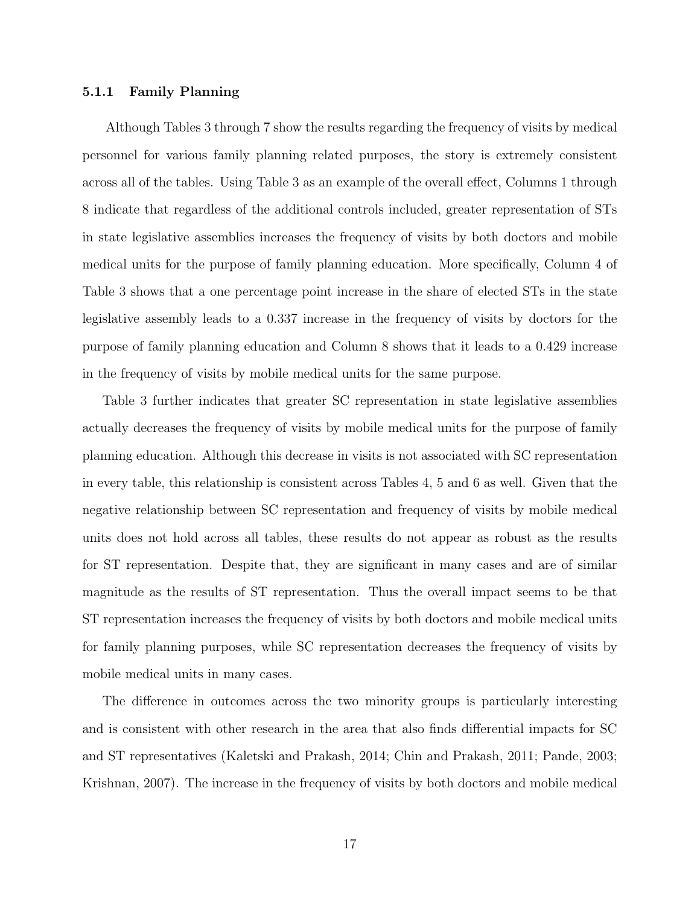#### 5.1.1 Family Planning

Although Tables 3 through 7 show the results regarding the frequency of visits by medical personnel for various family planning related purposes, the story is extremely consistent across all of the tables. Using Table 3 as an example of the overall effect, Columns 1 through 8 indicate that regardless of the additional controls included, greater representation of STs in state legislative assemblies increases the frequency of visits by both doctors and mobile medical units for the purpose of family planning education. More specifically, Column 4 of Table 3 shows that a one percentage point increase in the share of elected STs in the state legislative assembly leads to a 0.337 increase in the frequency of visits by doctors for the purpose of family planning education and Column 8 shows that it leads to a 0.429 increase in the frequency of visits by mobile medical units for the same purpose.

Table 3 further indicates that greater SC representation in state legislative assemblies actually decreases the frequency of visits by mobile medical units for the purpose of family planning education. Although this decrease in visits is not associated with SC representation in every table, this relationship is consistent across Tables 4, 5 and 6 as well. Given that the negative relationship between SC representation and frequency of visits by mobile medical units does not hold across all tables, these results do not appear as robust as the results for ST representation. Despite that, they are significant in many cases and are of similar magnitude as the results of ST representation. Thus the overall impact seems to be that ST representation increases the frequency of visits by both doctors and mobile medical units for family planning purposes, while SC representation decreases the frequency of visits by mobile medical units in many cases.

The difference in outcomes across the two minority groups is particularly interesting and is consistent with other research in the area that also finds differential impacts for SC and ST representatives (Kaletski and Prakash, 2014; Chin and Prakash, 2011; Pande, 2003; Krishnan, 2007). The increase in the frequency of visits by both doctors and mobile medical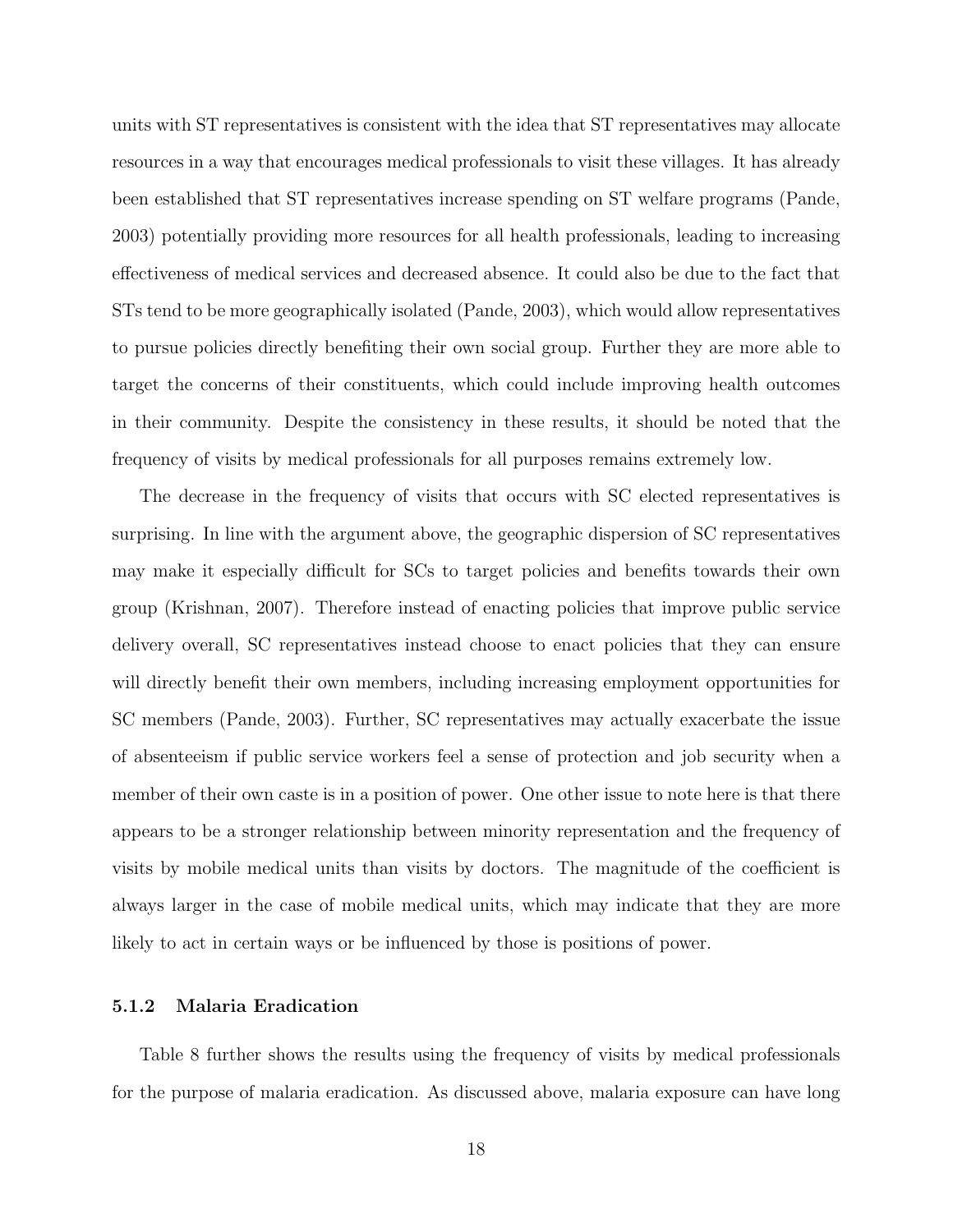units with ST representatives is consistent with the idea that ST representatives may allocate resources in a way that encourages medical professionals to visit these villages. It has already been established that ST representatives increase spending on ST welfare programs (Pande, 2003) potentially providing more resources for all health professionals, leading to increasing effectiveness of medical services and decreased absence. It could also be due to the fact that STs tend to be more geographically isolated (Pande, 2003), which would allow representatives to pursue policies directly benefiting their own social group. Further they are more able to target the concerns of their constituents, which could include improving health outcomes in their community. Despite the consistency in these results, it should be noted that the frequency of visits by medical professionals for all purposes remains extremely low.

The decrease in the frequency of visits that occurs with SC elected representatives is surprising. In line with the argument above, the geographic dispersion of SC representatives may make it especially difficult for SCs to target policies and benefits towards their own group (Krishnan, 2007). Therefore instead of enacting policies that improve public service delivery overall, SC representatives instead choose to enact policies that they can ensure will directly benefit their own members, including increasing employment opportunities for SC members (Pande, 2003). Further, SC representatives may actually exacerbate the issue of absenteeism if public service workers feel a sense of protection and job security when a member of their own caste is in a position of power. One other issue to note here is that there appears to be a stronger relationship between minority representation and the frequency of visits by mobile medical units than visits by doctors. The magnitude of the coefficient is always larger in the case of mobile medical units, which may indicate that they are more likely to act in certain ways or be influenced by those is positions of power.

#### 5.1.2 Malaria Eradication

Table 8 further shows the results using the frequency of visits by medical professionals for the purpose of malaria eradication. As discussed above, malaria exposure can have long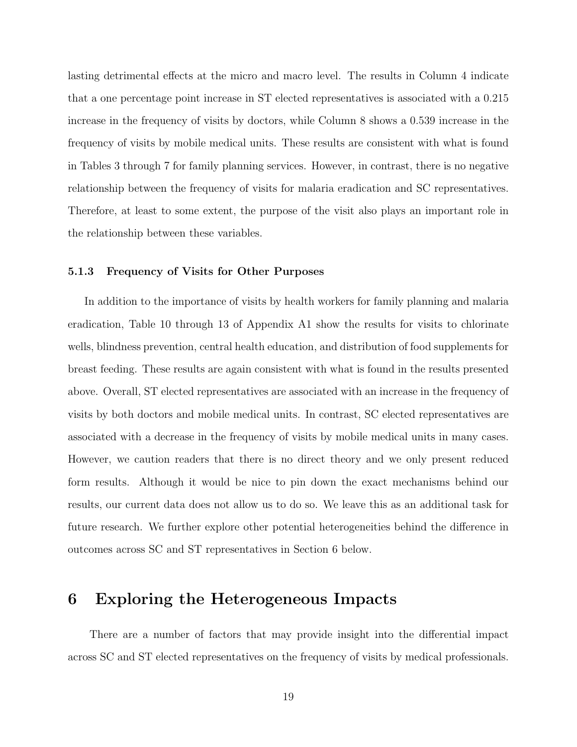lasting detrimental effects at the micro and macro level. The results in Column 4 indicate that a one percentage point increase in ST elected representatives is associated with a 0.215 increase in the frequency of visits by doctors, while Column 8 shows a 0.539 increase in the frequency of visits by mobile medical units. These results are consistent with what is found in Tables 3 through 7 for family planning services. However, in contrast, there is no negative relationship between the frequency of visits for malaria eradication and SC representatives. Therefore, at least to some extent, the purpose of the visit also plays an important role in the relationship between these variables.

### 5.1.3 Frequency of Visits for Other Purposes

In addition to the importance of visits by health workers for family planning and malaria eradication, Table 10 through 13 of Appendix A1 show the results for visits to chlorinate wells, blindness prevention, central health education, and distribution of food supplements for breast feeding. These results are again consistent with what is found in the results presented above. Overall, ST elected representatives are associated with an increase in the frequency of visits by both doctors and mobile medical units. In contrast, SC elected representatives are associated with a decrease in the frequency of visits by mobile medical units in many cases. However, we caution readers that there is no direct theory and we only present reduced form results. Although it would be nice to pin down the exact mechanisms behind our results, our current data does not allow us to do so. We leave this as an additional task for future research. We further explore other potential heterogeneities behind the difference in outcomes across SC and ST representatives in Section 6 below.

## 6 Exploring the Heterogeneous Impacts

There are a number of factors that may provide insight into the differential impact across SC and ST elected representatives on the frequency of visits by medical professionals.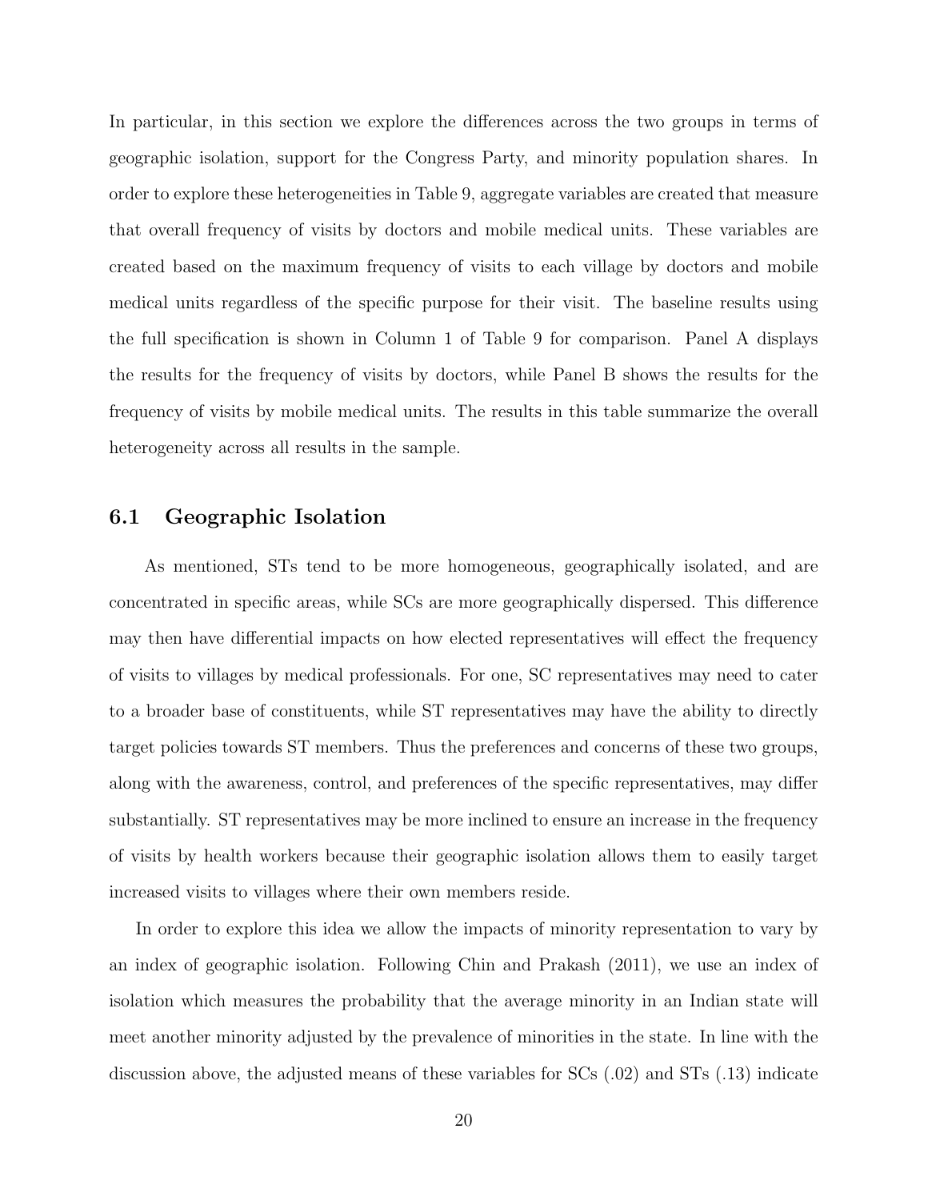In particular, in this section we explore the differences across the two groups in terms of geographic isolation, support for the Congress Party, and minority population shares. In order to explore these heterogeneities in Table 9, aggregate variables are created that measure that overall frequency of visits by doctors and mobile medical units. These variables are created based on the maximum frequency of visits to each village by doctors and mobile medical units regardless of the specific purpose for their visit. The baseline results using the full specification is shown in Column 1 of Table 9 for comparison. Panel A displays the results for the frequency of visits by doctors, while Panel B shows the results for the frequency of visits by mobile medical units. The results in this table summarize the overall heterogeneity across all results in the sample.

## 6.1 Geographic Isolation

As mentioned, STs tend to be more homogeneous, geographically isolated, and are concentrated in specific areas, while SCs are more geographically dispersed. This difference may then have differential impacts on how elected representatives will effect the frequency of visits to villages by medical professionals. For one, SC representatives may need to cater to a broader base of constituents, while ST representatives may have the ability to directly target policies towards ST members. Thus the preferences and concerns of these two groups, along with the awareness, control, and preferences of the specific representatives, may differ substantially. ST representatives may be more inclined to ensure an increase in the frequency of visits by health workers because their geographic isolation allows them to easily target increased visits to villages where their own members reside.

In order to explore this idea we allow the impacts of minority representation to vary by an index of geographic isolation. Following Chin and Prakash (2011), we use an index of isolation which measures the probability that the average minority in an Indian state will meet another minority adjusted by the prevalence of minorities in the state. In line with the discussion above, the adjusted means of these variables for SCs (.02) and STs (.13) indicate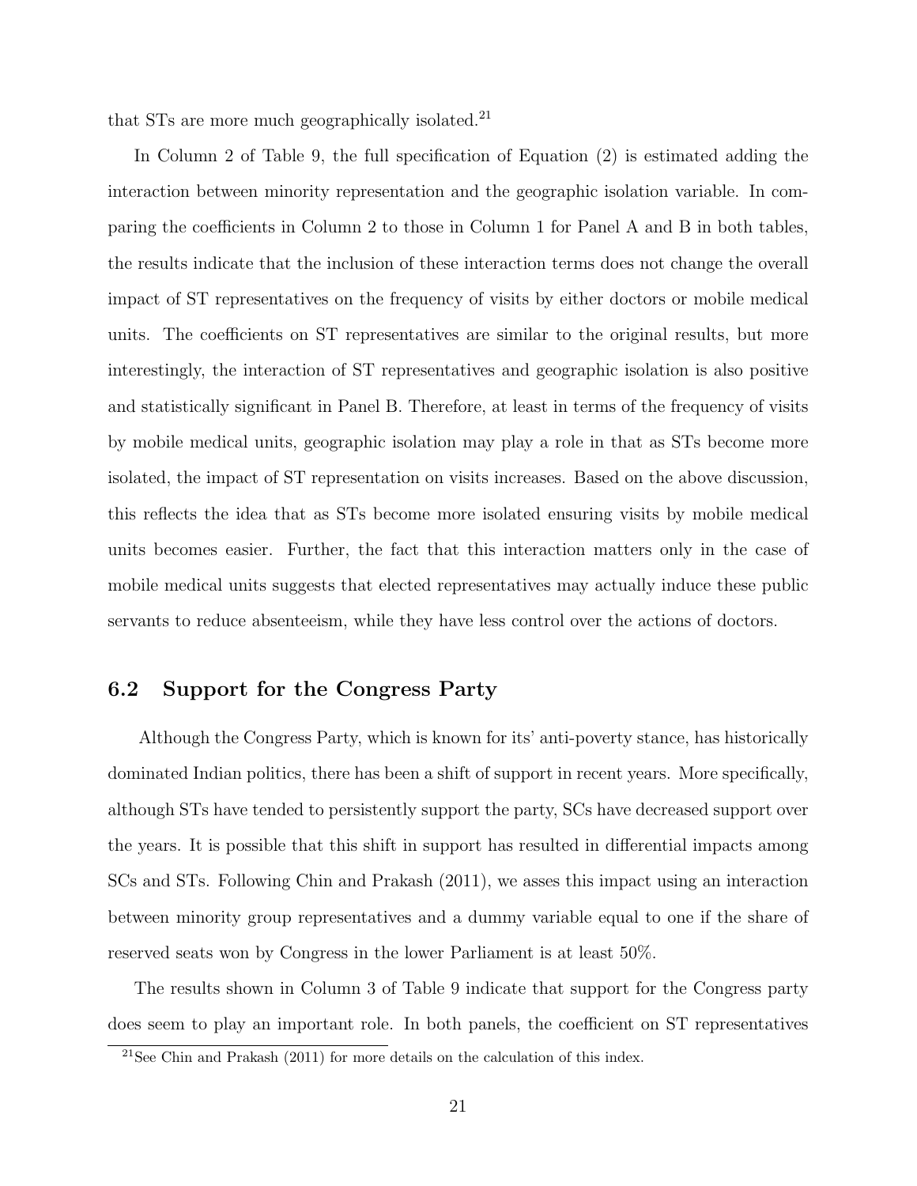that STs are more much geographically isolated.[21]

In Column 2 of Table 9, the full specification of Equation (2) is estimated adding the interaction between minority representation and the geographic isolation variable. In comparing the coefficients in Column 2 to those in Column 1 for Panel A and B in both tables, the results indicate that the inclusion of these interaction terms does not change the overall impact of ST representatives on the frequency of visits by either doctors or mobile medical units. The coefficients on ST representatives are similar to the original results, but more interestingly, the interaction of ST representatives and geographic isolation is also positive and statistically significant in Panel B. Therefore, at least in terms of the frequency of visits by mobile medical units, geographic isolation may play a role in that as STs become more isolated, the impact of ST representation on visits increases. Based on the above discussion, this reflects the idea that as STs become more isolated ensuring visits by mobile medical units becomes easier. Further, the fact that this interaction matters only in the case of mobile medical units suggests that elected representatives may actually induce these public servants to reduce absenteeism, while they have less control over the actions of doctors.

### 6.2 Support for the Congress Party

Although the Congress Party, which is known for its' anti-poverty stance, has historically dominated Indian politics, there has been a shift of support in recent years. More specifically, although STs have tended to persistently support the party, SCs have decreased support over the years. It is possible that this shift in support has resulted in differential impacts among SCs and STs. Following Chin and Prakash (2011), we asses this impact using an interaction between minority group representatives and a dummy variable equal to one if the share of reserved seats won by Congress in the lower Parliament is at least 50%.

The results shown in Column 3 of Table 9 indicate that support for the Congress party does seem to play an important role. In both panels, the coefficient on ST representatives

[21] See Chin and Prakash (2011) for more details on the calculation of this index.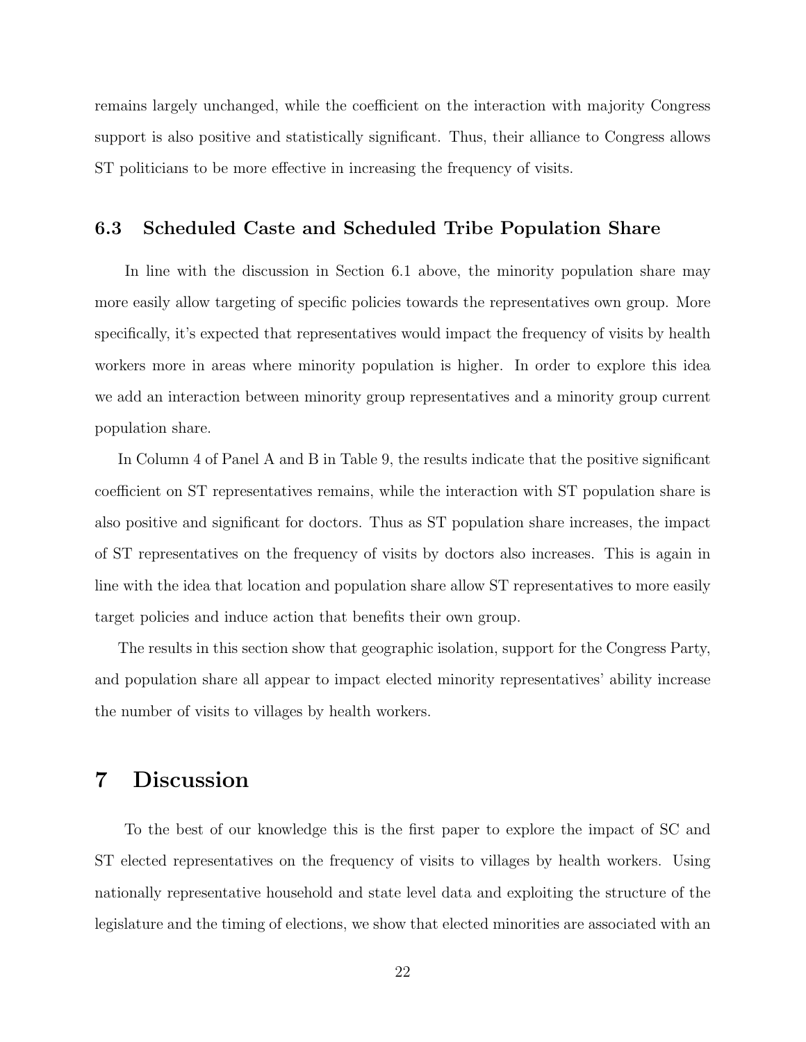remains largely unchanged, while the coefficient on the interaction with majority Congress support is also positive and statistically significant. Thus, their alliance to Congress allows ST politicians to be more effective in increasing the frequency of visits.

### 6.3 Scheduled Caste and Scheduled Tribe Population Share

In line with the discussion in Section 6.1 above, the minority population share may more easily allow targeting of specific policies towards the representatives own group. More specifically, it's expected that representatives would impact the frequency of visits by health workers more in areas where minority population is higher. In order to explore this idea we add an interaction between minority group representatives and a minority group current population share.

In Column 4 of Panel A and B in Table 9, the results indicate that the positive significant coefficient on ST representatives remains, while the interaction with ST population share is also positive and significant for doctors. Thus as ST population share increases, the impact of ST representatives on the frequency of visits by doctors also increases. This is again in line with the idea that location and population share allow ST representatives to more easily target policies and induce action that benefits their own group.

The results in this section show that geographic isolation, support for the Congress Party, and population share all appear to impact elected minority representatives' ability increase the number of visits to villages by health workers.

## 7 Discussion

To the best of our knowledge this is the first paper to explore the impact of SC and ST elected representatives on the frequency of visits to villages by health workers. Using nationally representative household and state level data and exploiting the structure of the legislature and the timing of elections, we show that elected minorities are associated with an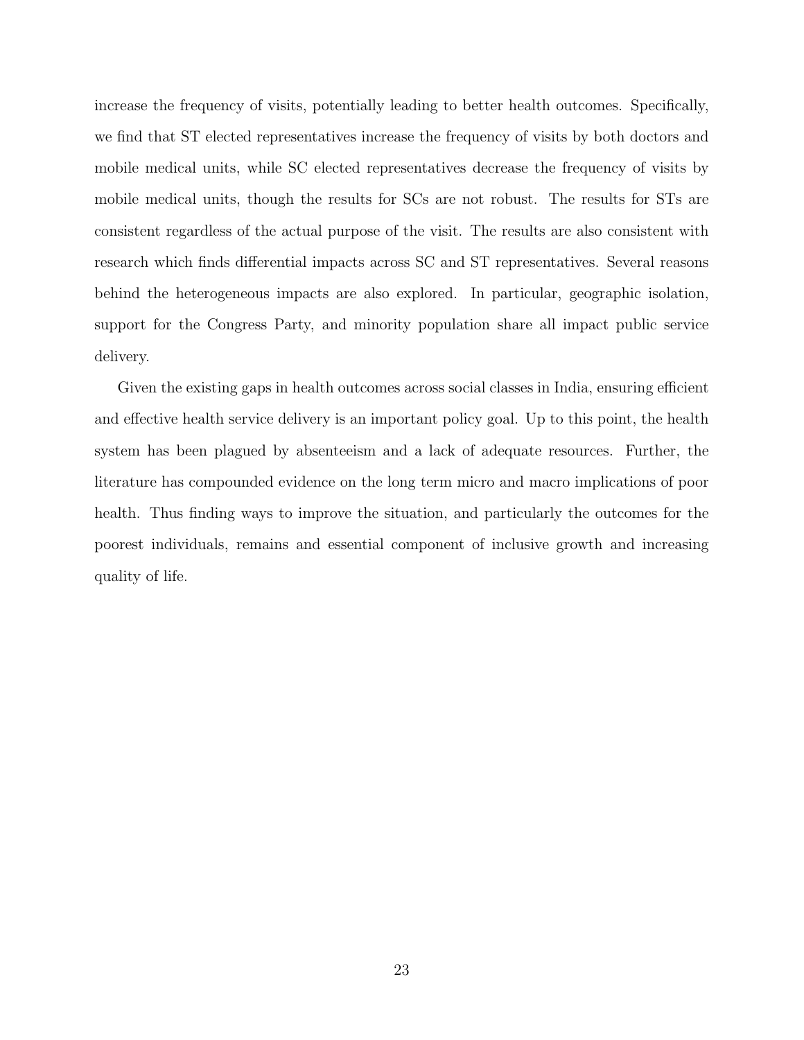increase the frequency of visits, potentially leading to better health outcomes. Specifically, we find that ST elected representatives increase the frequency of visits by both doctors and mobile medical units, while SC elected representatives decrease the frequency of visits by mobile medical units, though the results for SCs are not robust. The results for STs are consistent regardless of the actual purpose of the visit. The results are also consistent with research which finds differential impacts across SC and ST representatives. Several reasons behind the heterogeneous impacts are also explored. In particular, geographic isolation, support for the Congress Party, and minority population share all impact public service delivery.

Given the existing gaps in health outcomes across social classes in India, ensuring efficient and effective health service delivery is an important policy goal. Up to this point, the health system has been plagued by absenteeism and a lack of adequate resources. Further, the literature has compounded evidence on the long term micro and macro implications of poor health. Thus finding ways to improve the situation, and particularly the outcomes for the poorest individuals, remains and essential component of inclusive growth and increasing quality of life.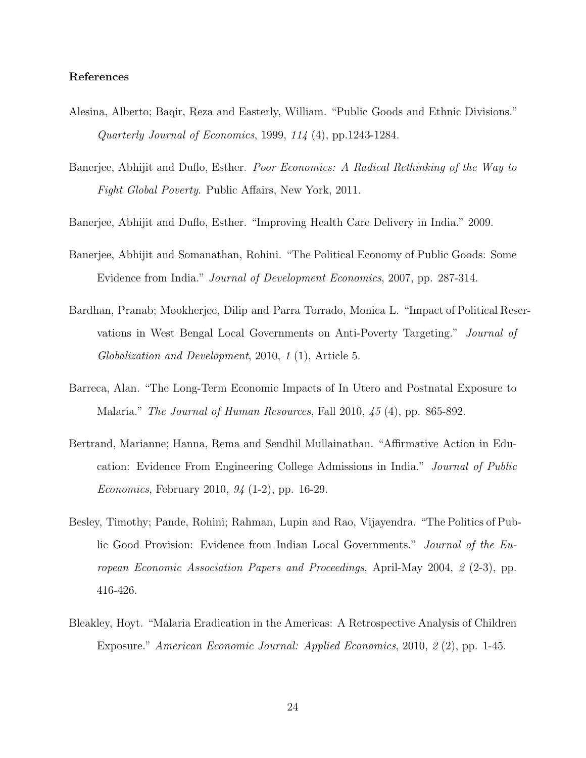**References**

Alesina, Alberto; Baqir, Reza and Easterly, William. "Public Goods and Ethnic Divisions." *Quarterly Journal of Economics*, 1999, *114* (4), pp.1243-1284.

Banerjee, Abhijit and Duflo, Esther. *Poor Economics: A Radical Rethinking of the Way to Fight Global Poverty*. Public Affairs, New York, 2011.

Banerjee, Abhijit and Duflo, Esther. "Improving Health Care Delivery in India." 2009.

Banerjee, Abhijit and Somanathan, Rohini. "The Political Economy of Public Goods: Some Evidence from India." *Journal of Development Economics*, 2007, pp. 287-314.

Bardhan, Pranab; Mookherjee, Dilip and Parra Torrado, Monica L. "Impact of Political Reservations in West Bengal Local Governments on Anti-Poverty Targeting." *Journal of Globalization and Development*, 2010, *1* (1), Article 5.

Barreca, Alan. "The Long-Term Economic Impacts of In Utero and Postnatal Exposure to Malaria." *The Journal of Human Resources*, Fall 2010, *45* (4), pp. 865-892.

Bertrand, Marianne; Hanna, Rema and Sendhil Mullainathan. "Affirmative Action in Education: Evidence From Engineering College Admissions in India." *Journal of Public Economics*, February 2010, *94* (1-2), pp. 16-29.

Besley, Timothy; Pande, Rohini; Rahman, Lupin and Rao, Vijayendra. "The Politics of Public Good Provision: Evidence from Indian Local Governments." *Journal of the European Economic Association Papers and Proceedings*, April-May 2004, *2* (2-3), pp. 416-426.

Bleakley, Hoyt. "Malaria Eradication in the Americas: A Retrospective Analysis of Children Exposure." *American Economic Journal: Applied Economics*, 2010, *2* (2), pp. 1-45.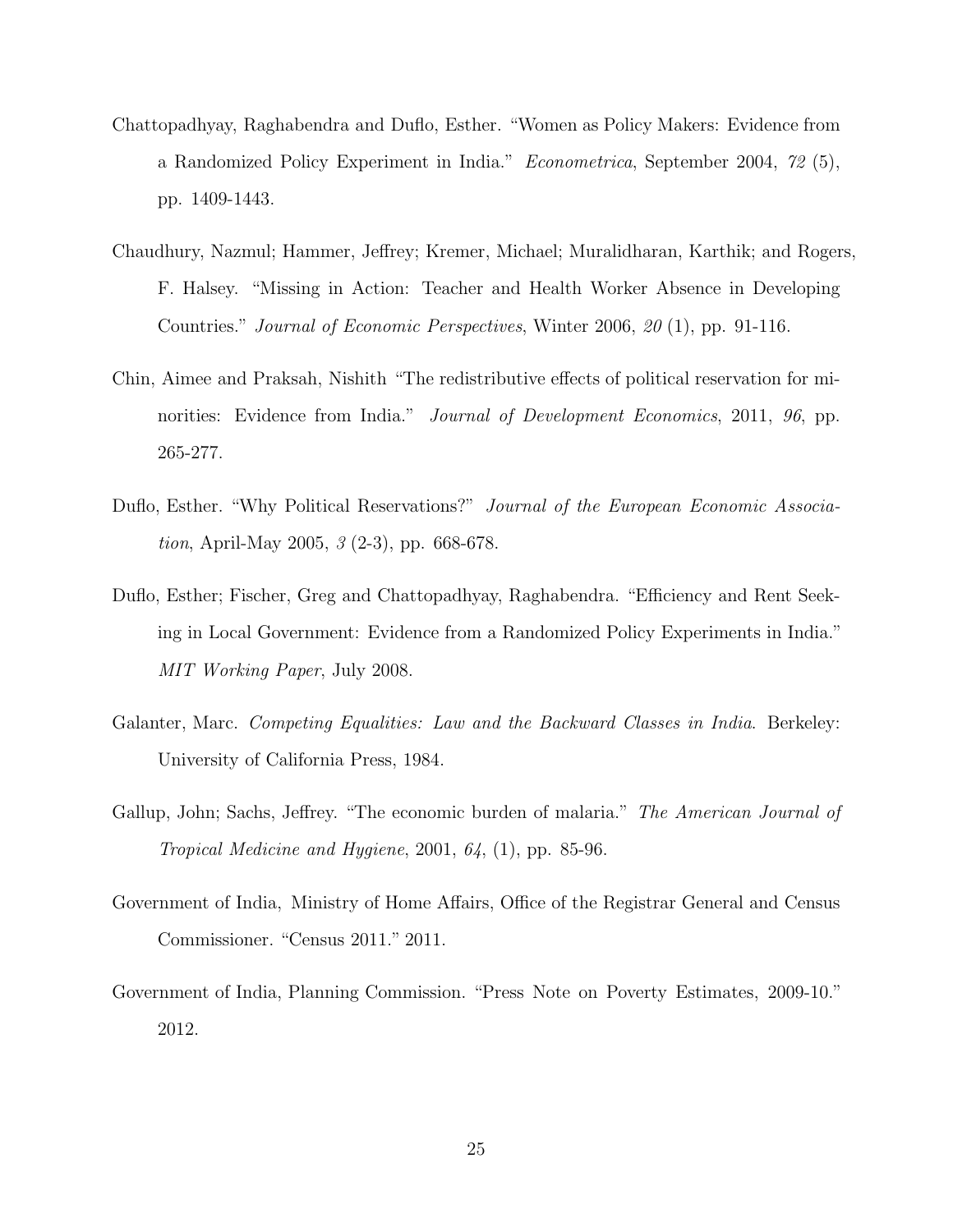Chattopadhyay, Raghabendra and Duflo, Esther. "Women as Policy Makers: Evidence from a Randomized Policy Experiment in India." *Econometrica*, September 2004, *72* (5), pp. 1409-1443.

Chaudhury, Nazmul; Hammer, Jeffrey; Kremer, Michael; Muralidharan, Karthik; and Rogers, F. Halsey. "Missing in Action: Teacher and Health Worker Absence in Developing Countries." *Journal of Economic Perspectives*, Winter 2006, *20* (1), pp. 91-116.

Chin, Aimee and Praksah, Nishith "The redistributive effects of political reservation for minorities: Evidence from India." *Journal of Development Economics*, 2011, *96*, pp. 265-277.

Duflo, Esther. "Why Political Reservations?" *Journal of the European Economic Association*, April-May 2005, *3* (2-3), pp. 668-678.

Duflo, Esther; Fischer, Greg and Chattopadhyay, Raghabendra. "Efficiency and Rent Seeking in Local Government: Evidence from a Randomized Policy Experiments in India." *MIT Working Paper*, July 2008.

Galanter, Marc. *Competing Equalities: Law and the Backward Classes in India*. Berkeley: University of California Press, 1984.

Gallup, John; Sachs, Jeffrey. "The economic burden of malaria." *The American Journal of Tropical Medicine and Hygiene*, 2001, *64*, (1), pp. 85-96.

Government of India, Ministry of Home Affairs, Office of the Registrar General and Census Commissioner. "Census 2011." 2011.

Government of India, Planning Commission. "Press Note on Poverty Estimates, 2009-10." 2012.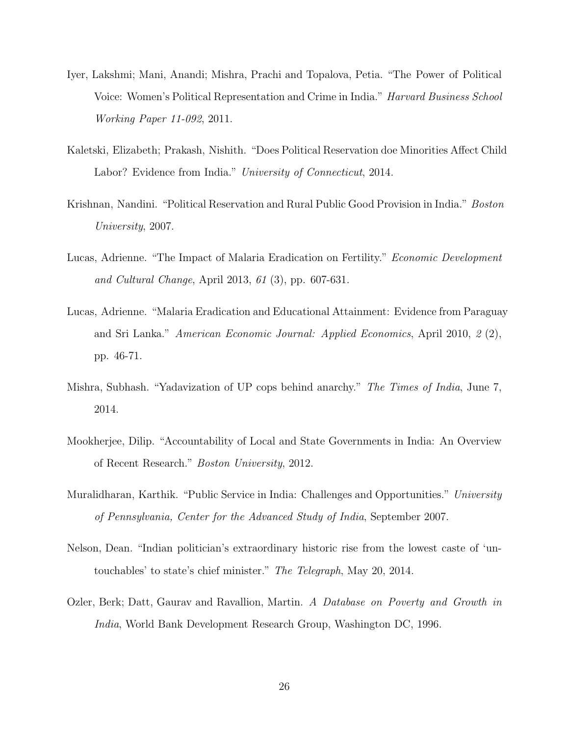Iyer, Lakshmi; Mani, Anandi; Mishra, Prachi and Topalova, Petia. "The Power of Political Voice: Women's Political Representation and Crime in India." *Harvard Business School Working Paper 11-092*, 2011.

Kaletski, Elizabeth; Prakash, Nishith. "Does Political Reservation doe Minorities Affect Child Labor? Evidence from India." *University of Connecticut*, 2014.

Krishnan, Nandini. "Political Reservation and Rural Public Good Provision in India." *Boston University*, 2007.

Lucas, Adrienne. "The Impact of Malaria Eradication on Fertility." *Economic Development and Cultural Change*, April 2013, *61* (3), pp. 607-631.

Lucas, Adrienne. "Malaria Eradication and Educational Attainment: Evidence from Paraguay and Sri Lanka." *American Economic Journal: Applied Economics*, April 2010, *2* (2), pp. 46-71.

Mishra, Subhash. "Yadavization of UP cops behind anarchy." *The Times of India*, June 7, 2014.

Mookherjee, Dilip. "Accountability of Local and State Governments in India: An Overview of Recent Research." *Boston University*, 2012.

Muralidharan, Karthik. "Public Service in India: Challenges and Opportunities." *University of Pennsylvania, Center for the Advanced Study of India*, September 2007.

Nelson, Dean. "Indian politician's extraordinary historic rise from the lowest caste of 'untouchables' to state's chief minister." *The Telegraph*, May 20, 2014.

Ozler, Berk; Datt, Gaurav and Ravallion, Martin. *A Database on Poverty and Growth in India*, World Bank Development Research Group, Washington DC, 1996.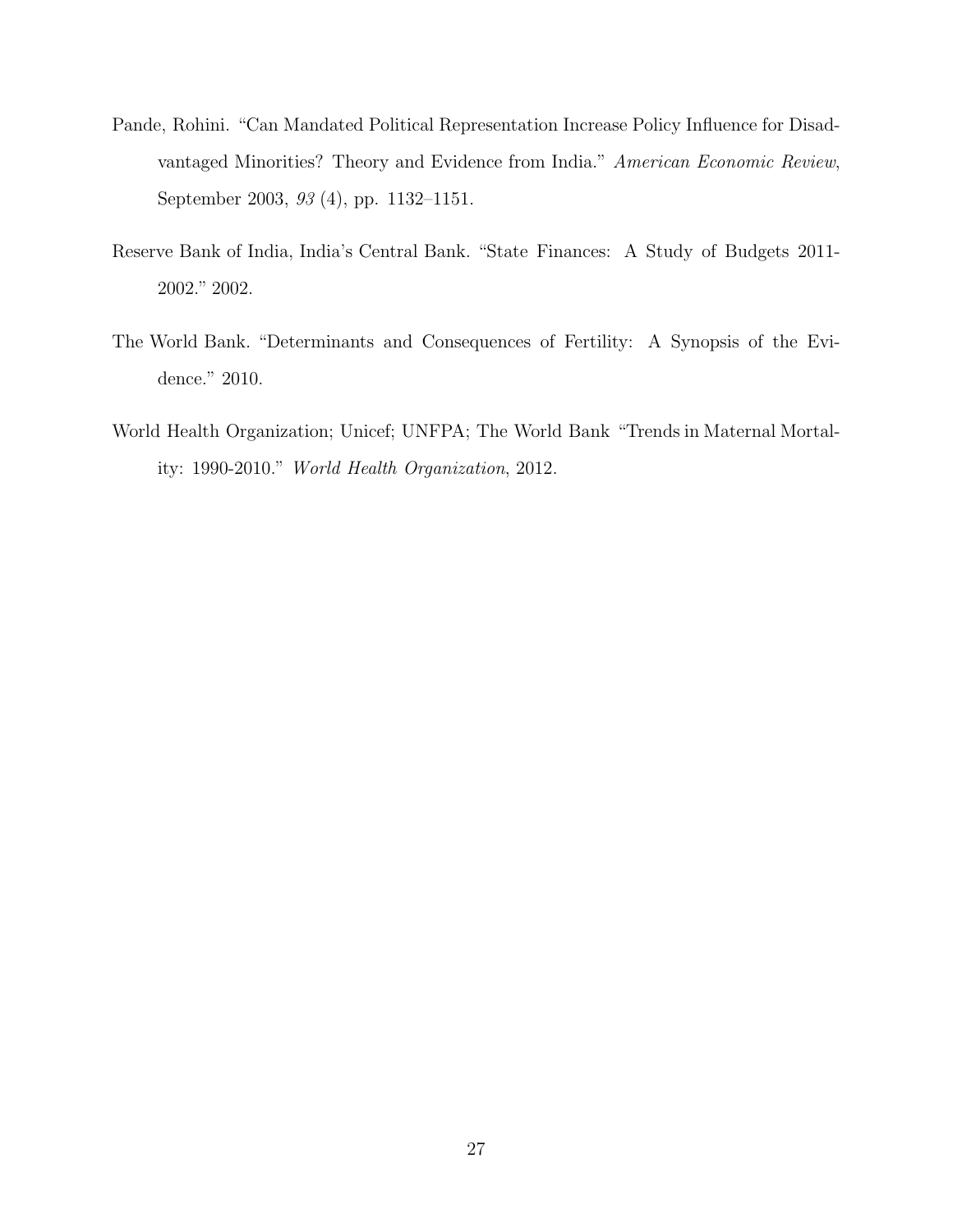Pande, Rohini. "Can Mandated Political Representation Increase Policy Influence for Disadvantaged Minorities? Theory and Evidence from India." *American Economic Review*, September 2003, *93* (4), pp. 1132–1151.

Reserve Bank of India, India's Central Bank. "State Finances: A Study of Budgets 2011-2002." 2002.

The World Bank. "Determinants and Consequences of Fertility: A Synopsis of the Evidence." 2010.

World Health Organization; Unicef; UNFPA; The World Bank "Trends in Maternal Mortality: 1990-2010." *World Health Organization*, 2012.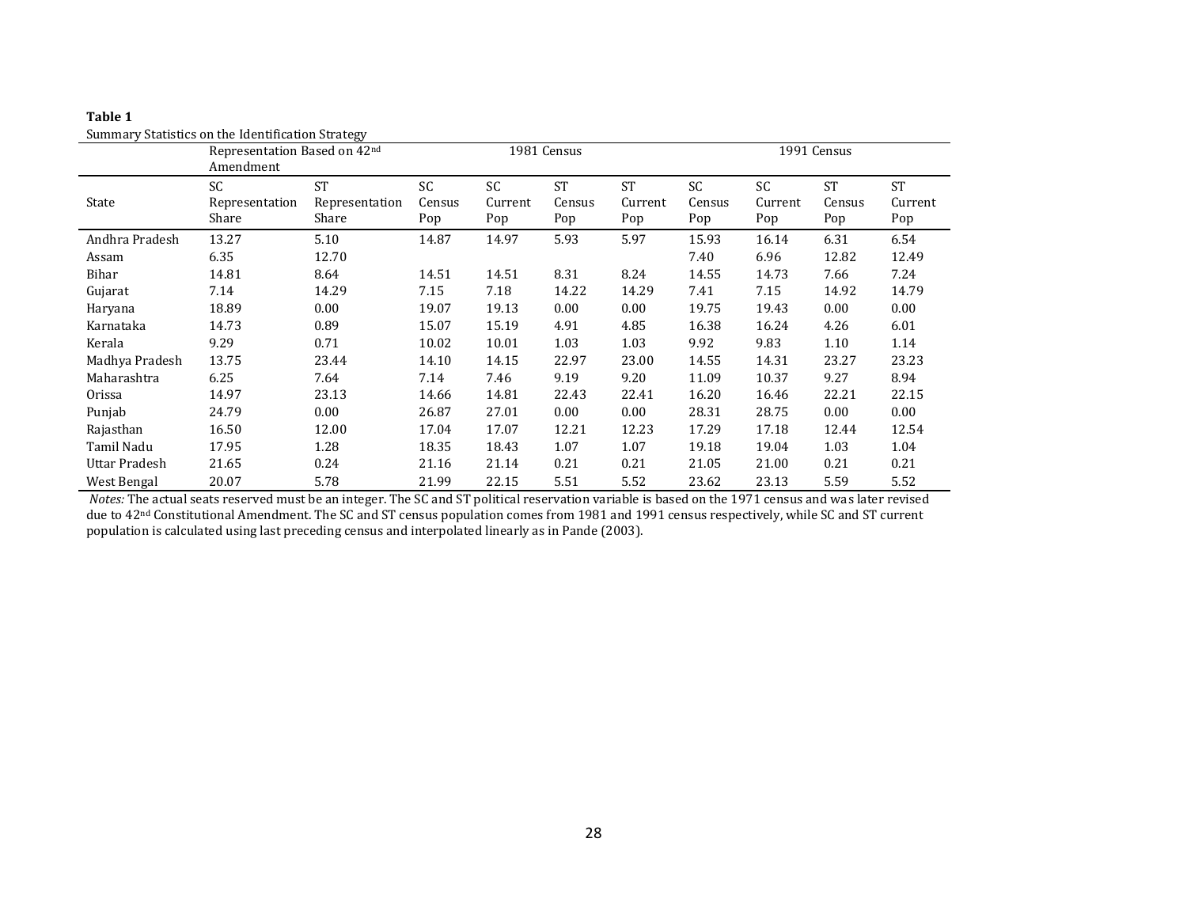**Table 1**

Summary Statistics on the Identification Strategy

| | Representation Based on 42nd Amendment | | 1981 Census | | | | 1991 Census | | | |
|---|---|---|---|---|---|---|---|---|---|---|
| State | SC Representation Share | ST Representation Share | SC Census Pop | SC Current Pop | ST Census Pop | ST Current Pop | SC Census Pop | SC Current Pop | ST Census Pop | ST Current Pop |
| Andhra Pradesh | 13.27 | 5.10 | 14.87 | 14.97 | 5.93 | 5.97 | 15.93 | 16.14 | 6.31 | 6.54 |
| Assam | 6.35 | 12.70 | | | | | 7.40 | 6.96 | 12.82 | 12.49 |
| Bihar | 14.81 | 8.64 | 14.51 | 14.51 | 8.31 | 8.24 | 14.55 | 14.73 | 7.66 | 7.24 |
| Gujarat | 7.14 | 14.29 | 7.15 | 7.18 | 14.22 | 14.29 | 7.41 | 7.15 | 14.92 | 14.79 |
| Haryana | 18.89 | 0.00 | 19.07 | 19.13 | 0.00 | 0.00 | 19.75 | 19.43 | 0.00 | 0.00 |
| Karnataka | 14.73 | 0.89 | 15.07 | 15.19 | 4.91 | 4.85 | 16.38 | 16.24 | 4.26 | 6.01 |
| Kerala | 9.29 | 0.71 | 10.02 | 10.01 | 1.03 | 1.03 | 9.92 | 9.83 | 1.10 | 1.14 |
| Madhya Pradesh | 13.75 | 23.44 | 14.10 | 14.15 | 22.97 | 23.00 | 14.55 | 14.31 | 23.27 | 23.23 |
| Maharashtra | 6.25 | 7.64 | 7.14 | 7.46 | 9.19 | 9.20 | 11.09 | 10.37 | 9.27 | 8.94 |
| Orissa | 14.97 | 23.13 | 14.66 | 14.81 | 22.43 | 22.41 | 16.20 | 16.46 | 22.21 | 22.15 |
| Punjab | 24.79 | 0.00 | 26.87 | 27.01 | 0.00 | 0.00 | 28.31 | 28.75 | 0.00 | 0.00 |
| Rajasthan | 16.50 | 12.00 | 17.04 | 17.07 | 12.21 | 12.23 | 17.29 | 17.18 | 12.44 | 12.54 |
| Tamil Nadu | 17.95 | 1.28 | 18.35 | 18.43 | 1.07 | 1.07 | 19.18 | 19.04 | 1.03 | 1.04 |
| Uttar Pradesh | 21.65 | 0.24 | 21.16 | 21.14 | 0.21 | 0.21 | 21.05 | 21.00 | 0.21 | 0.21 |
| West Bengal | 20.07 | 5.78 | 21.99 | 22.15 | 5.51 | 5.52 | 23.62 | 23.13 | 5.59 | 5.52 |

*Notes:* The actual seats reserved must be an integer. The SC and ST political reservation variable is based on the 1971 census and was later revised due to 42nd Constitutional Amendment. The SC and ST census population comes from 1981 and 1991 census respectively, while SC and ST current population is calculated using last preceding census and interpolated linearly as in Pande (2003).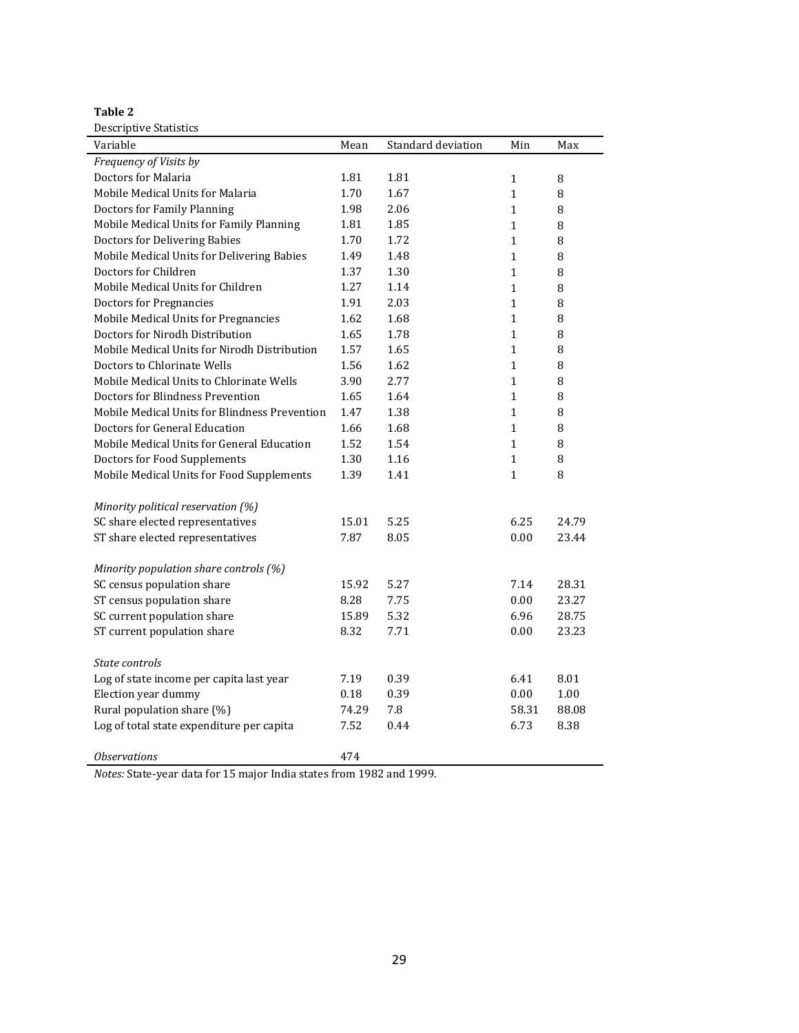**Table 2**

Descriptive Statistics

| Variable | Mean | Standard deviation | Min | Max |
|---|---|---|---|---|
| *Frequency of Visits by* | | | | |
| Doctors for Malaria | 1.81 | 1.81 | 1 | 8 |
| Mobile Medical Units for Malaria | 1.70 | 1.67 | 1 | 8 |
| Doctors for Family Planning | 1.98 | 2.06 | 1 | 8 |
| Mobile Medical Units for Family Planning | 1.81 | 1.85 | 1 | 8 |
| Doctors for Delivering Babies | 1.70 | 1.72 | 1 | 8 |
| Mobile Medical Units for Delivering Babies | 1.49 | 1.48 | 1 | 8 |
| Doctors for Children | 1.37 | 1.30 | 1 | 8 |
| Mobile Medical Units for Children | 1.27 | 1.14 | 1 | 8 |
| Doctors for Pregnancies | 1.91 | 2.03 | 1 | 8 |
| Mobile Medical Units for Pregnancies | 1.62 | 1.68 | 1 | 8 |
| Doctors for Nirodh Distribution | 1.65 | 1.78 | 1 | 8 |
| Mobile Medical Units for Nirodh Distribution | 1.57 | 1.65 | 1 | 8 |
| Doctors to Chlorinate Wells | 1.56 | 1.62 | 1 | 8 |
| Mobile Medical Units to Chlorinate Wells | 3.90 | 2.77 | 1 | 8 |
| Doctors for Blindness Prevention | 1.65 | 1.64 | 1 | 8 |
| Mobile Medical Units for Blindness Prevention | 1.47 | 1.38 | 1 | 8 |
| Doctors for General Education | 1.66 | 1.68 | 1 | 8 |
| Mobile Medical Units for General Education | 1.52 | 1.54 | 1 | 8 |
| Doctors for Food Supplements | 1.30 | 1.16 | 1 | 8 |
| Mobile Medical Units for Food Supplements | 1.39 | 1.41 | 1 | 8 |
| | | | | |
| *Minority political reservation (%)* | | | | |
| SC share elected representatives | 15.01 | 5.25 | 6.25 | 24.79 |
| ST share elected representatives | 7.87 | 8.05 | 0.00 | 23.44 |
| | | | | |
| *Minority population share controls (%)* | | | | |
| SC census population share | 15.92 | 5.27 | 7.14 | 28.31 |
| ST census population share | 8.28 | 7.75 | 0.00 | 23.27 |
| SC current population share | 15.89 | 5.32 | 6.96 | 28.75 |
| ST current population share | 8.32 | 7.71 | 0.00 | 23.23 |
| | | | | |
| *State controls* | | | | |
| Log of state income per capita last year | 7.19 | 0.39 | 6.41 | 8.01 |
| Election year dummy | 0.18 | 0.39 | 0.00 | 1.00 |
| Rural population share (%) | 74.29 | 7.8 | 58.31 | 88.08 |
| Log of total state expenditure per capita | 7.52 | 0.44 | 6.73 | 8.38 |
| | | | | |
| *Observations* | 474 | | | |

*Notes:* State-year data for 15 major India states from 1982 and 1999.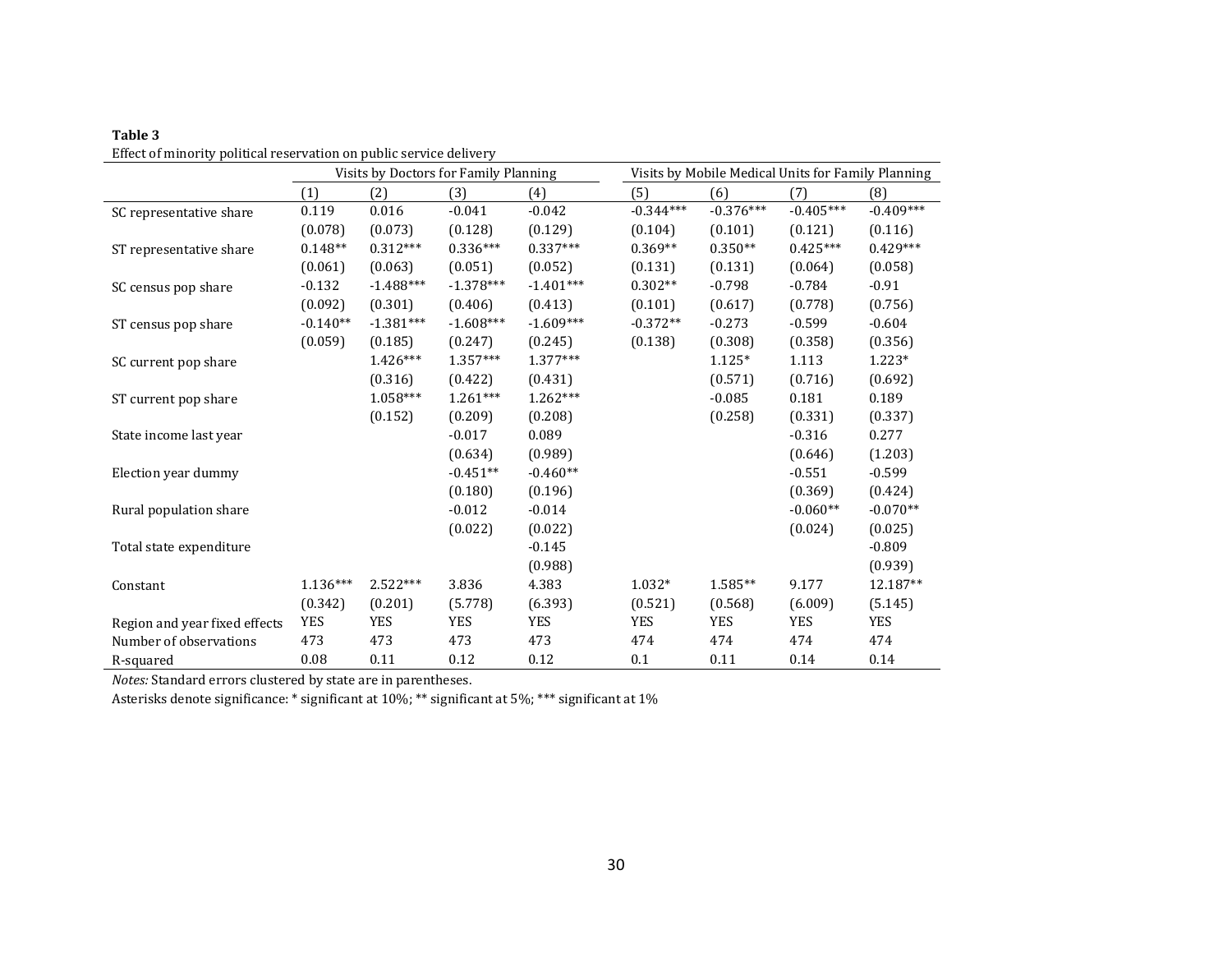**Table 3**

Effect of minority political reservation on public service delivery

| | Visits by Doctors for Family Planning | | | | Visits by Mobile Medical Units for Family Planning | | | |
|---|---|---|---|---|---|---|---|---|
| | (1) | (2) | (3) | (4) | (5) | (6) | (7) | (8) |
| SC representative share | 0.119 | 0.016 | -0.041 | -0.042 | -0.344*** | -0.376*** | -0.405*** | -0.409*** |
| | (0.078) | (0.073) | (0.128) | (0.129) | (0.104) | (0.101) | (0.121) | (0.116) |
| ST representative share | 0.148** | 0.312*** | 0.336*** | 0.337*** | 0.369** | 0.350** | 0.425*** | 0.429*** |
| | (0.061) | (0.063) | (0.051) | (0.052) | (0.131) | (0.131) | (0.064) | (0.058) |
| SC census pop share | -0.132 | -1.488*** | -1.378*** | -1.401*** | 0.302** | -0.798 | -0.784 | -0.91 |
| | (0.092) | (0.301) | (0.406) | (0.413) | (0.101) | (0.617) | (0.778) | (0.756) |
| ST census pop share | -0.140** | -1.381*** | -1.608*** | -1.609*** | -0.372** | -0.273 | -0.599 | -0.604 |
| | (0.059) | (0.185) | (0.247) | (0.245) | (0.138) | (0.308) | (0.358) | (0.356) |
| SC current pop share | | 1.426*** | 1.357*** | 1.377*** | | 1.125* | 1.113 | 1.223* |
| | | (0.316) | (0.422) | (0.431) | | (0.571) | (0.716) | (0.692) |
| ST current pop share | | 1.058*** | 1.261*** | 1.262*** | | -0.085 | 0.181 | 0.189 |
| | | (0.152) | (0.209) | (0.208) | | (0.258) | (0.331) | (0.337) |
| State income last year | | | -0.017 | 0.089 | | | -0.316 | 0.277 |
| | | | (0.634) | (0.989) | | | (0.646) | (1.203) |
| Election year dummy | | | -0.451** | -0.460** | | | -0.551 | -0.599 |
| | | | (0.180) | (0.196) | | | (0.369) | (0.424) |
| Rural population share | | | -0.012 | -0.014 | | | -0.060** | -0.070** |
| | | | (0.022) | (0.022) | | | (0.024) | (0.025) |
| Total state expenditure | | | | -0.145 | | | | -0.809 |
| | | | | (0.988) | | | | (0.939) |
| Constant | 1.136*** | 2.522*** | 3.836 | 4.383 | 1.032* | 1.585** | 9.177 | 12.187** |
| | (0.342) | (0.201) | (5.778) | (6.393) | (0.521) | (0.568) | (6.009) | (5.145) |
| Region and year fixed effects | YES | YES | YES | YES | YES | YES | YES | YES |
| Number of observations | 473 | 473 | 473 | 473 | 474 | 474 | 474 | 474 |
| R-squared | 0.08 | 0.11 | 0.12 | 0.12 | 0.1 | 0.11 | 0.14 | 0.14 |

*Notes:* Standard errors clustered by state are in parentheses.

Asterisks denote significance: * significant at 10%; ** significant at 5%; *** significant at 1%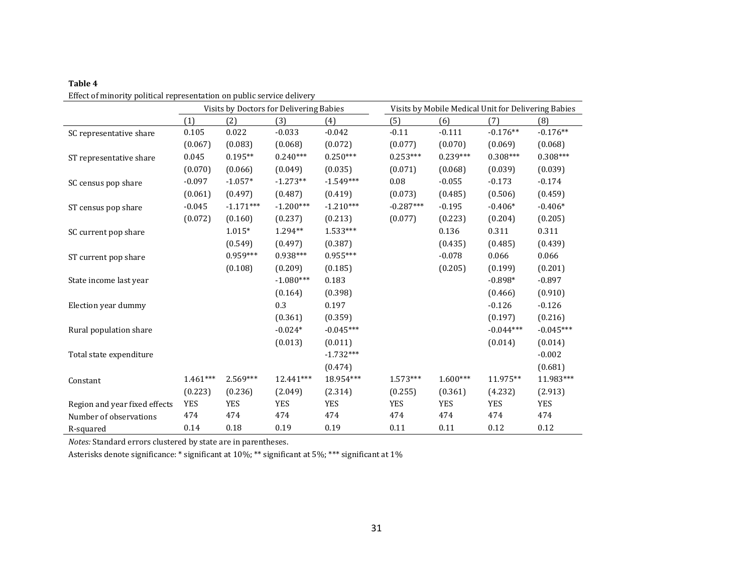**Table 4**

Effect of minority political representation on public service delivery

| | Visits by Doctors for Delivering Babies | | | | Visits by Mobile Medical Unit for Delivering Babies | | | |
|---|---|---|---|---|---|---|---|---|
| | (1) | (2) | (3) | (4) | (5) | (6) | (7) | (8) |
| SC representative share | 0.105 | 0.022 | -0.033 | -0.042 | -0.11 | -0.111 | -0.176** | -0.176** |
| | (0.067) | (0.083) | (0.068) | (0.072) | (0.077) | (0.070) | (0.069) | (0.068) |
| ST representative share | 0.045 | 0.195** | 0.240*** | 0.250*** | 0.253*** | 0.239*** | 0.308*** | 0.308*** |
| | (0.070) | (0.066) | (0.049) | (0.035) | (0.071) | (0.068) | (0.039) | (0.039) |
| SC census pop share | -0.097 | -1.057* | -1.273** | -1.549*** | 0.08 | -0.055 | -0.173 | -0.174 |
| | (0.061) | (0.497) | (0.487) | (0.419) | (0.073) | (0.485) | (0.506) | (0.459) |
| ST census pop share | -0.045 | -1.171*** | -1.200*** | -1.210*** | -0.287*** | -0.195 | -0.406* | -0.406* |
| | (0.072) | (0.160) | (0.237) | (0.213) | (0.077) | (0.223) | (0.204) | (0.205) |
| SC current pop share | | 1.015* | 1.294** | 1.533*** | | 0.136 | 0.311 | 0.311 |
| | | (0.549) | (0.497) | (0.387) | | (0.435) | (0.485) | (0.439) |
| ST current pop share | | 0.959*** | 0.938*** | 0.955*** | | -0.078 | 0.066 | 0.066 |
| | | (0.108) | (0.209) | (0.185) | | (0.205) | (0.199) | (0.201) |
| State income last year | | | -1.080*** | 0.183 | | | -0.898* | -0.897 |
| | | | (0.164) | (0.398) | | | (0.466) | (0.910) |
| Election year dummy | | | 0.3 | 0.197 | | | -0.126 | -0.126 |
| | | | (0.361) | (0.359) | | | (0.197) | (0.216) |
| Rural population share | | | -0.024* | -0.045*** | | | -0.044*** | -0.045*** |
| | | | (0.013) | (0.011) | | | (0.014) | (0.014) |
| Total state expenditure | | | | -1.732*** | | | | -0.002 |
| | | | | (0.474) | | | | (0.681) |
| Constant | 1.461*** | 2.569*** | 12.441*** | 18.954*** | 1.573*** | 1.600*** | 11.975** | 11.983*** |
| | (0.223) | (0.236) | (2.049) | (2.314) | (0.255) | (0.361) | (4.232) | (2.913) |
| Region and year fixed effects | YES | YES | YES | YES | YES | YES | YES | YES |
| Number of observations | 474 | 474 | 474 | 474 | 474 | 474 | 474 | 474 |
| R-squared | 0.14 | 0.18 | 0.19 | 0.19 | 0.11 | 0.11 | 0.12 | 0.12 |

*Notes:* Standard errors clustered by state are in parentheses.

Asterisks denote significance: * significant at 10%; ** significant at 5%; *** significant at 1%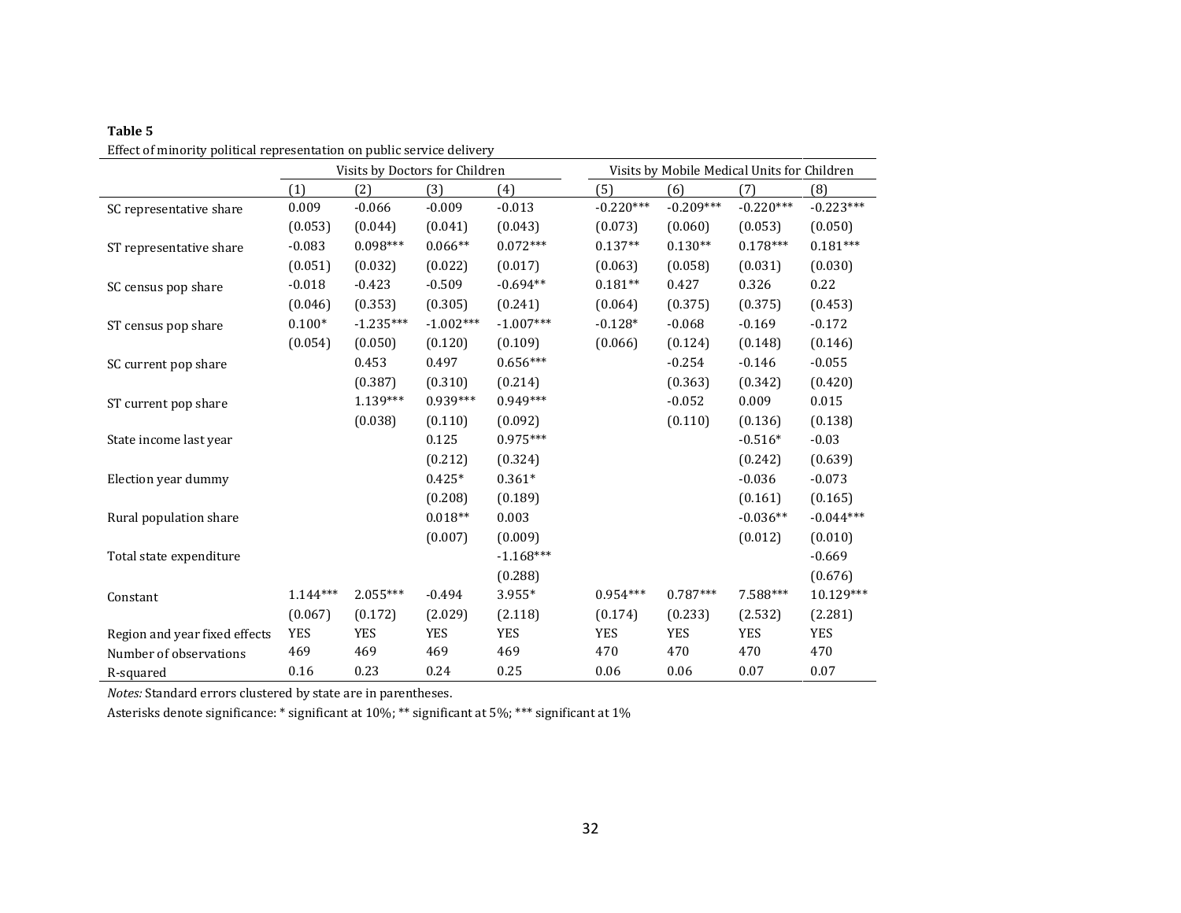**Table 5**

Effect of minority political representation on public service delivery

| | Visits by Doctors for Children | | | | Visits by Mobile Medical Units for Children | | | |
|---|---|---|---|---|---|---|---|---|
| | (1) | (2) | (3) | (4) | (5) | (6) | (7) | (8) |
| SC representative share | 0.009 | -0.066 | -0.009 | -0.013 | -0.220*** | -0.209*** | -0.220*** | -0.223*** |
| | (0.053) | (0.044) | (0.041) | (0.043) | (0.073) | (0.060) | (0.053) | (0.050) |
| ST representative share | -0.083 | 0.098*** | 0.066** | 0.072*** | 0.137** | 0.130** | 0.178*** | 0.181*** |
| | (0.051) | (0.032) | (0.022) | (0.017) | (0.063) | (0.058) | (0.031) | (0.030) |
| SC census pop share | -0.018 | -0.423 | -0.509 | -0.694** | 0.181** | 0.427 | 0.326 | 0.22 |
| | (0.046) | (0.353) | (0.305) | (0.241) | (0.064) | (0.375) | (0.375) | (0.453) |
| ST census pop share | 0.100* | -1.235*** | -1.002*** | -1.007*** | -0.128* | -0.068 | -0.169 | -0.172 |
| | (0.054) | (0.050) | (0.120) | (0.109) | (0.066) | (0.124) | (0.148) | (0.146) |
| SC current pop share | | 0.453 | 0.497 | 0.656*** | | -0.254 | -0.146 | -0.055 |
| | | (0.387) | (0.310) | (0.214) | | (0.363) | (0.342) | (0.420) |
| ST current pop share | | 1.139*** | 0.939*** | 0.949*** | | -0.052 | 0.009 | 0.015 |
| | | (0.038) | (0.110) | (0.092) | | (0.110) | (0.136) | (0.138) |
| State income last year | | | 0.125 | 0.975*** | | | -0.516* | -0.03 |
| | | | (0.212) | (0.324) | | | (0.242) | (0.639) |
| Election year dummy | | | 0.425* | 0.361* | | | -0.036 | -0.073 |
| | | | (0.208) | (0.189) | | | (0.161) | (0.165) |
| Rural population share | | | 0.018** | 0.003 | | | -0.036** | -0.044*** |
| | | | (0.007) | (0.009) | | | (0.012) | (0.010) |
| Total state expenditure | | | | -1.168*** | | | | -0.669 |
| | | | | (0.288) | | | | (0.676) |
| Constant | 1.144*** | 2.055*** | -0.494 | 3.955* | 0.954*** | 0.787*** | 7.588*** | 10.129*** |
| | (0.067) | (0.172) | (2.029) | (2.118) | (0.174) | (0.233) | (2.532) | (2.281) |
| Region and year fixed effects | YES | YES | YES | YES | YES | YES | YES | YES |
| Number of observations | 469 | 469 | 469 | 469 | 470 | 470 | 470 | 470 |
| R-squared | 0.16 | 0.23 | 0.24 | 0.25 | 0.06 | 0.06 | 0.07 | 0.07 |

*Notes:* Standard errors clustered by state are in parentheses.

Asterisks denote significance: * significant at 10%; ** significant at 5%; *** significant at 1%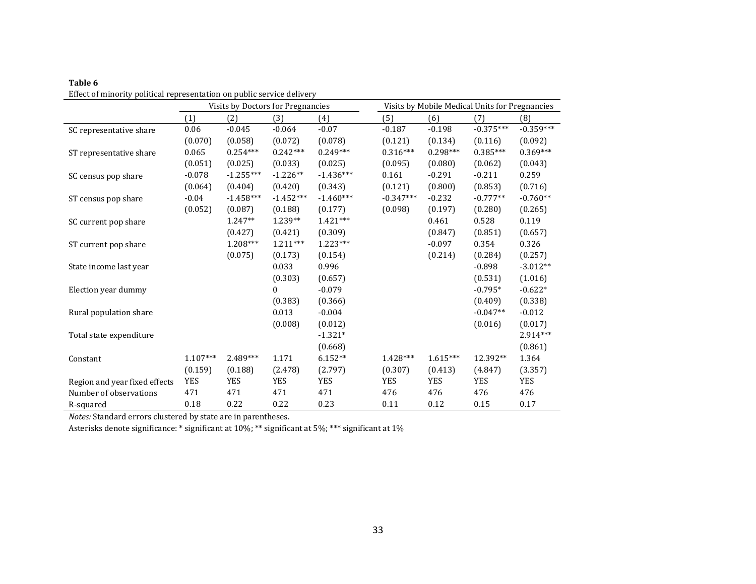**Table 6**

Effect of minority political representation on public service delivery

| | Visits by Doctors for Pregnancies | | | | Visits by Mobile Medical Units for Pregnancies | | | |
|---|---|---|---|---|---|---|---|---|
| | (1) | (2) | (3) | (4) | (5) | (6) | (7) | (8) |
| SC representative share | 0.06 | -0.045 | -0.064 | -0.07 | -0.187 | -0.198 | -0.375*** | -0.359*** |
| | (0.070) | (0.058) | (0.072) | (0.078) | (0.121) | (0.134) | (0.116) | (0.092) |
| ST representative share | 0.065 | 0.254*** | 0.242*** | 0.249*** | 0.316*** | 0.298*** | 0.385*** | 0.369*** |
| | (0.051) | (0.025) | (0.033) | (0.025) | (0.095) | (0.080) | (0.062) | (0.043) |
| SC census pop share | -0.078 | -1.255*** | -1.226** | -1.436*** | 0.161 | -0.291 | -0.211 | 0.259 |
| | (0.064) | (0.404) | (0.420) | (0.343) | (0.121) | (0.800) | (0.853) | (0.716) |
| ST census pop share | -0.04 | -1.458*** | -1.452*** | -1.460*** | -0.347*** | -0.232 | -0.777** | -0.760** |
| | (0.052) | (0.087) | (0.188) | (0.177) | (0.098) | (0.197) | (0.280) | (0.265) |
| SC current pop share | | 1.247** | 1.239** | 1.421*** | | 0.461 | 0.528 | 0.119 |
| | | (0.427) | (0.421) | (0.309) | | (0.847) | (0.851) | (0.657) |
| ST current pop share | | 1.208*** | 1.211*** | 1.223*** | | -0.097 | 0.354 | 0.326 |
| | | (0.075) | (0.173) | (0.154) | | (0.214) | (0.284) | (0.257) |
| State income last year | | | 0.033 | 0.996 | | | -0.898 | -3.012** |
| | | | (0.303) | (0.657) | | | (0.531) | (1.016) |
| Election year dummy | | | 0 | -0.079 | | | -0.795* | -0.622* |
| | | | (0.383) | (0.366) | | | (0.409) | (0.338) |
| Rural population share | | | 0.013 | -0.004 | | | -0.047** | -0.012 |
| | | | (0.008) | (0.012) | | | (0.016) | (0.017) |
| Total state expenditure | | | | -1.321* | | | | 2.914*** |
| | | | | (0.668) | | | | (0.861) |
| Constant | 1.107*** | 2.489*** | 1.171 | 6.152** | 1.428*** | 1.615*** | 12.392** | 1.364 |
| | (0.159) | (0.188) | (2.478) | (2.797) | (0.307) | (0.413) | (4.847) | (3.357) |
| Region and year fixed effects | YES | YES | YES | YES | YES | YES | YES | YES |
| Number of observations | 471 | 471 | 471 | 471 | 476 | 476 | 476 | 476 |
| R-squared | 0.18 | 0.22 | 0.22 | 0.23 | 0.11 | 0.12 | 0.15 | 0.17 |

*Notes:* Standard errors clustered by state are in parentheses.

Asterisks denote significance: * significant at 10%; ** significant at 5%; *** significant at 1%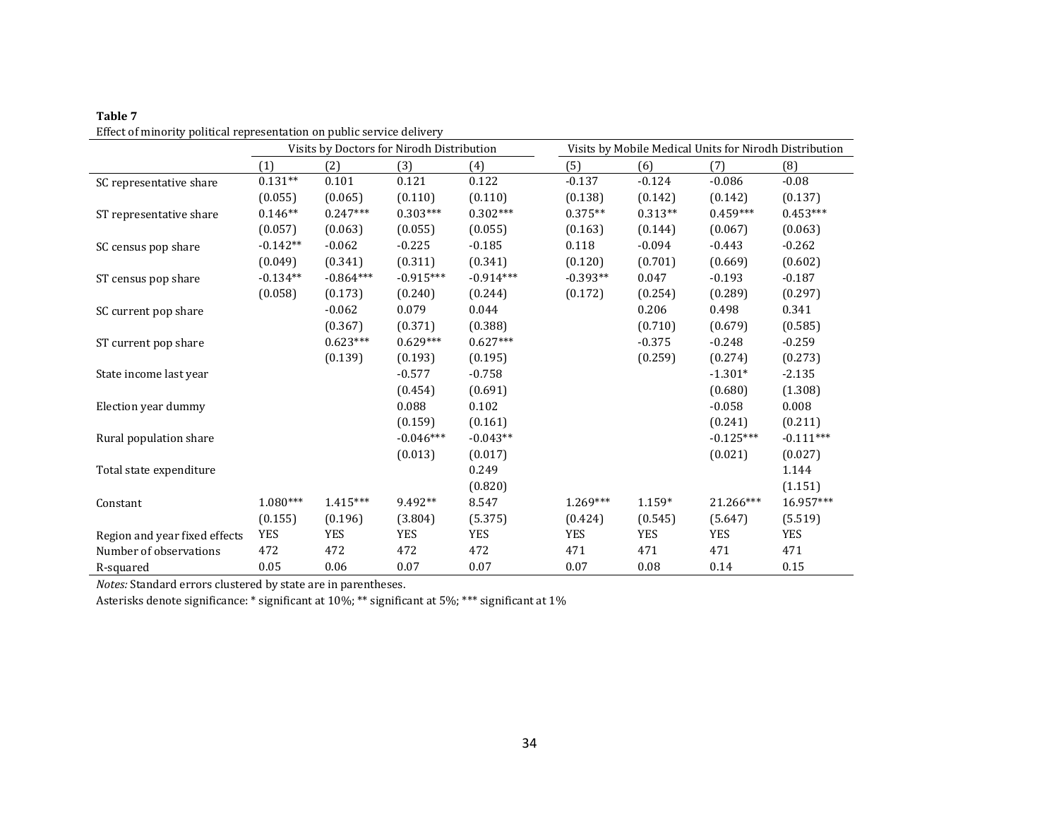**Table 7**

Effect of minority political representation on public service delivery

| | Visits by Doctors for Nirodh Distribution | | | | Visits by Mobile Medical Units for Nirodh Distribution | | | |
|---|---|---|---|---|---|---|---|---|
| | (1) | (2) | (3) | (4) | (5) | (6) | (7) | (8) |
| SC representative share | 0.131** | 0.101 | 0.121 | 0.122 | -0.137 | -0.124 | -0.086 | -0.08 |
| | (0.055) | (0.065) | (0.110) | (0.110) | (0.138) | (0.142) | (0.142) | (0.137) |
| ST representative share | 0.146** | 0.247*** | 0.303*** | 0.302*** | 0.375** | 0.313** | 0.459*** | 0.453*** |
| | (0.057) | (0.063) | (0.055) | (0.055) | (0.163) | (0.144) | (0.067) | (0.063) |
| SC census pop share | -0.142** | -0.062 | -0.225 | -0.185 | 0.118 | -0.094 | -0.443 | -0.262 |
| | (0.049) | (0.341) | (0.311) | (0.341) | (0.120) | (0.701) | (0.669) | (0.602) |
| ST census pop share | -0.134** | -0.864*** | -0.915*** | -0.914*** | -0.393** | 0.047 | -0.193 | -0.187 |
| | (0.058) | (0.173) | (0.240) | (0.244) | (0.172) | (0.254) | (0.289) | (0.297) |
| SC current pop share | | -0.062 | 0.079 | 0.044 | | 0.206 | 0.498 | 0.341 |
| | | (0.367) | (0.371) | (0.388) | | (0.710) | (0.679) | (0.585) |
| ST current pop share | | 0.623*** | 0.629*** | 0.627*** | | -0.375 | -0.248 | -0.259 |
| | | (0.139) | (0.193) | (0.195) | | (0.259) | (0.274) | (0.273) |
| State income last year | | | -0.577 | -0.758 | | | -1.301* | -2.135 |
| | | | (0.454) | (0.691) | | | (0.680) | (1.308) |
| Election year dummy | | | 0.088 | 0.102 | | | -0.058 | 0.008 |
| | | | (0.159) | (0.161) | | | (0.241) | (0.211) |
| Rural population share | | | -0.046*** | -0.043** | | | -0.125*** | -0.111*** |
| | | | (0.013) | (0.017) | | | (0.021) | (0.027) |
| Total state expenditure | | | | 0.249 | | | | 1.144 |
| | | | | (0.820) | | | | (1.151) |
| Constant | 1.080*** | 1.415*** | 9.492** | 8.547 | 1.269*** | 1.159* | 21.266*** | 16.957*** |
| | (0.155) | (0.196) | (3.804) | (5.375) | (0.424) | (0.545) | (5.647) | (5.519) |
| Region and year fixed effects | YES | YES | YES | YES | YES | YES | YES | YES |
| Number of observations | 472 | 472 | 472 | 472 | 471 | 471 | 471 | 471 |
| R-squared | 0.05 | 0.06 | 0.07 | 0.07 | 0.07 | 0.08 | 0.14 | 0.15 |

*Notes:* Standard errors clustered by state are in parentheses.

Asterisks denote significance: * significant at 10%; ** significant at 5%; *** significant at 1%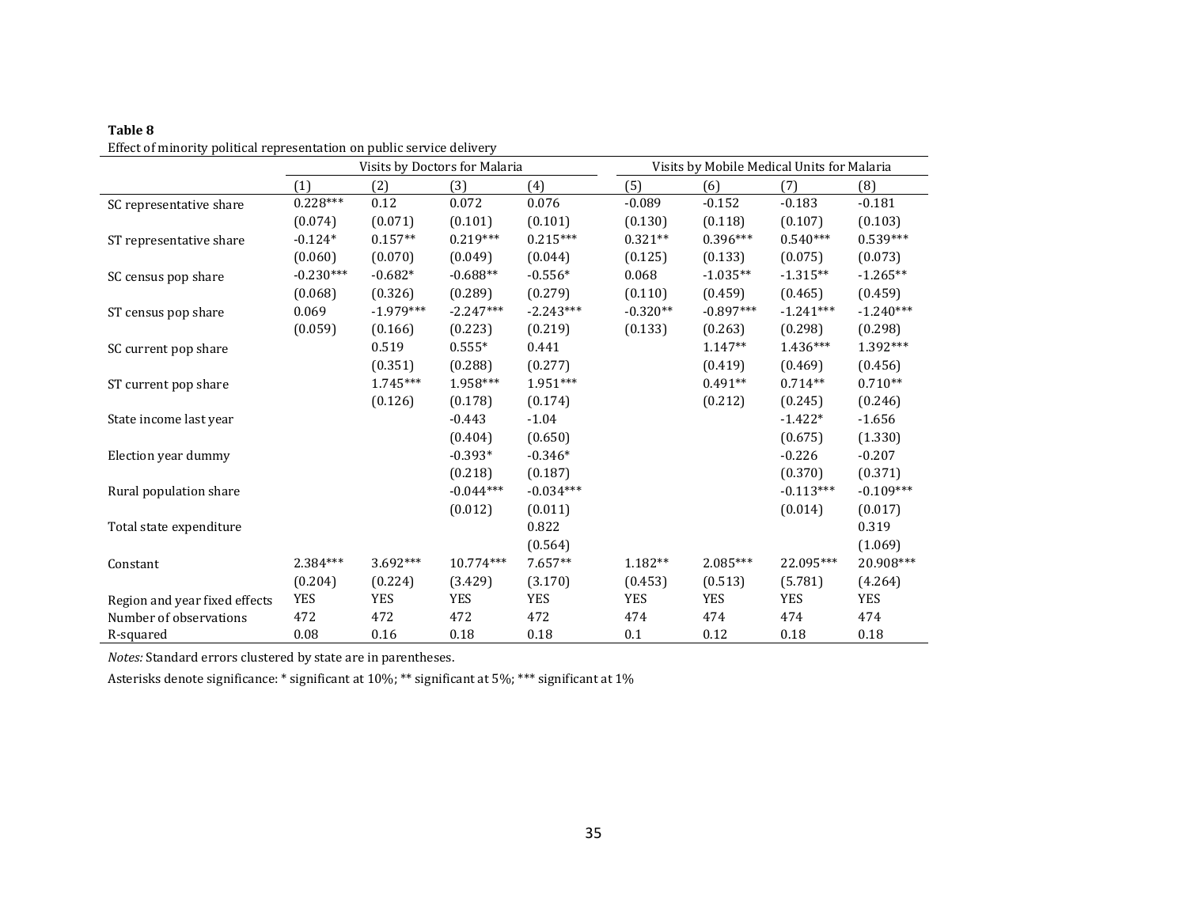**Table 8**

Effect of minority political representation on public service delivery

| | Visits by Doctors for Malaria | | | | Visits by Mobile Medical Units for Malaria | | | |
|---|---|---|---|---|---|---|---|---|
| | (1) | (2) | (3) | (4) | (5) | (6) | (7) | (8) |
| SC representative share | 0.228*** | 0.12 | 0.072 | 0.076 | -0.089 | -0.152 | -0.183 | -0.181 |
| | (0.074) | (0.071) | (0.101) | (0.101) | (0.130) | (0.118) | (0.107) | (0.103) |
| ST representative share | -0.124* | 0.157** | 0.219*** | 0.215*** | 0.321** | 0.396*** | 0.540*** | 0.539*** |
| | (0.060) | (0.070) | (0.049) | (0.044) | (0.125) | (0.133) | (0.075) | (0.073) |
| SC census pop share | -0.230*** | -0.682* | -0.688** | -0.556* | 0.068 | -1.035** | -1.315** | -1.265** |
| | (0.068) | (0.326) | (0.289) | (0.279) | (0.110) | (0.459) | (0.465) | (0.459) |
| ST census pop share | 0.069 | -1.979*** | -2.247*** | -2.243*** | -0.320** | -0.897*** | -1.241*** | -1.240*** |
| | (0.059) | (0.166) | (0.223) | (0.219) | (0.133) | (0.263) | (0.298) | (0.298) |
| SC current pop share | | 0.519 | 0.555* | 0.441 | | 1.147** | 1.436*** | 1.392*** |
| | | (0.351) | (0.288) | (0.277) | | (0.419) | (0.469) | (0.456) |
| ST current pop share | | 1.745*** | 1.958*** | 1.951*** | | 0.491** | 0.714** | 0.710** |
| | | (0.126) | (0.178) | (0.174) | | (0.212) | (0.245) | (0.246) |
| State income last year | | | -0.443 | -1.04 | | | -1.422* | -1.656 |
| | | | (0.404) | (0.650) | | | (0.675) | (1.330) |
| Election year dummy | | | -0.393* | -0.346* | | | -0.226 | -0.207 |
| | | | (0.218) | (0.187) | | | (0.370) | (0.371) |
| Rural population share | | | -0.044*** | -0.034*** | | | -0.113*** | -0.109*** |
| | | | (0.012) | (0.011) | | | (0.014) | (0.017) |
| Total state expenditure | | | | 0.822 | | | | 0.319 |
| | | | | (0.564) | | | | (1.069) |
| Constant | 2.384*** | 3.692*** | 10.774*** | 7.657** | 1.182** | 2.085*** | 22.095*** | 20.908*** |
| | (0.204) | (0.224) | (3.429) | (3.170) | (0.453) | (0.513) | (5.781) | (4.264) |
| Region and year fixed effects | YES | YES | YES | YES | YES | YES | YES | YES |
| Number of observations | 472 | 472 | 472 | 472 | 474 | 474 | 474 | 474 |
| R-squared | 0.08 | 0.16 | 0.18 | 0.18 | 0.1 | 0.12 | 0.18 | 0.18 |

*Notes:* Standard errors clustered by state are in parentheses.

Asterisks denote significance: * significant at 10%; ** significant at 5%; *** significant at 1%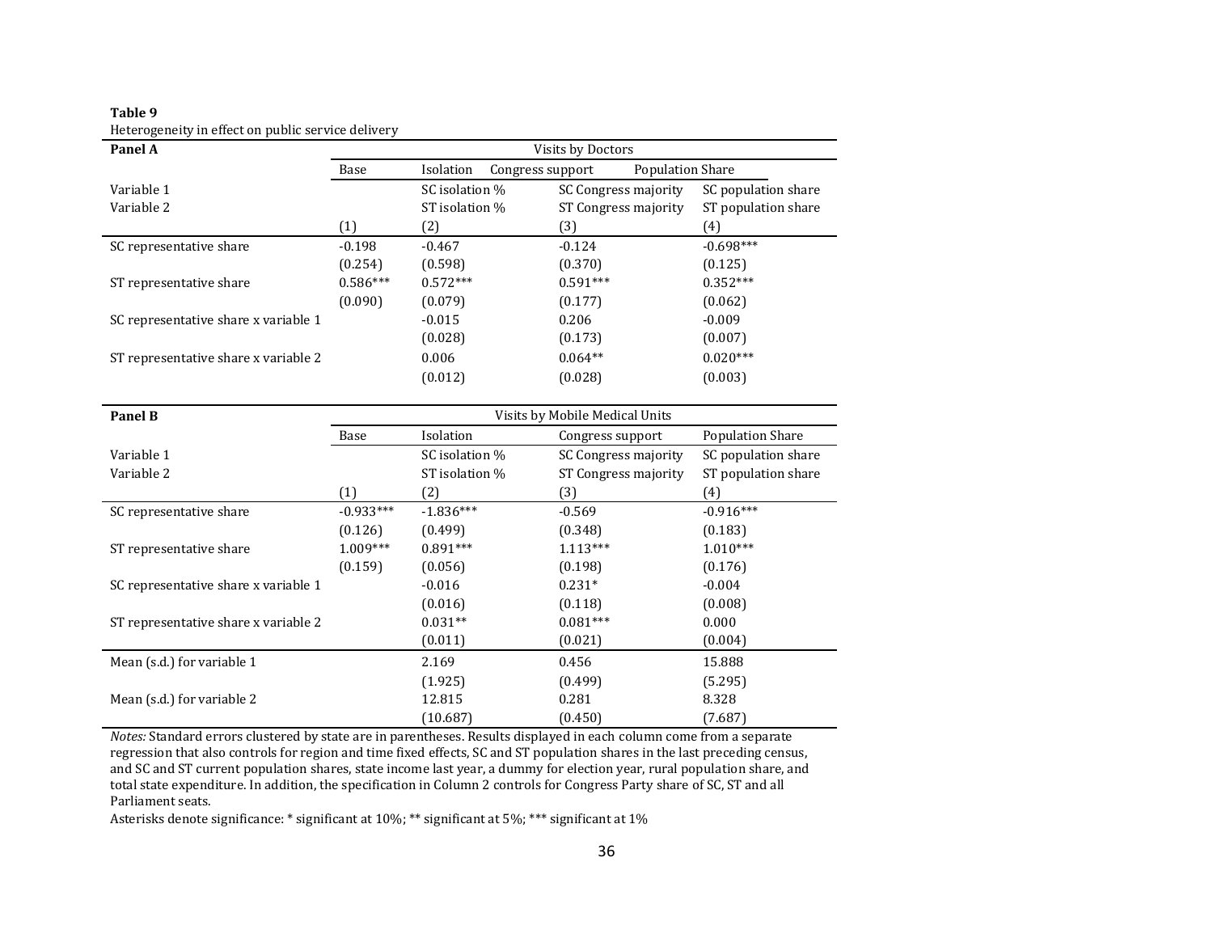**Table 9**

Heterogeneity in effect on public service delivery

| **Panel A** | Visits by Doctors | | | |
|---|---|---|---|---|
| | Base | Isolation | Congress support | Population Share |
| Variable 1 | | SC isolation % | SC Congress majority | SC population share |
| Variable 2 | | ST isolation % | ST Congress majority | ST population share |
| | (1) | (2) | (3) | (4) |
| SC representative share | -0.198 | -0.467 | -0.124 | -0.698*** |
| | (0.254) | (0.598) | (0.370) | (0.125) |
| ST representative share | 0.586*** | 0.572*** | 0.591*** | 0.352*** |
| | (0.090) | (0.079) | (0.177) | (0.062) |
| SC representative share x variable 1 | | -0.015 | 0.206 | -0.009 |
| | | (0.028) | (0.173) | (0.007) |
| ST representative share x variable 2 | | 0.006 | 0.064** | 0.020*** |
| | | (0.012) | (0.028) | (0.003) |

| **Panel B** | Visits by Mobile Medical Units | | | |
|---|---|---|---|---|
| | Base | Isolation | Congress support | Population Share |
| Variable 1 | | SC isolation % | SC Congress majority | SC population share |
| Variable 2 | | ST isolation % | ST Congress majority | ST population share |
| | (1) | (2) | (3) | (4) |
| SC representative share | -0.933*** | -1.836*** | -0.569 | -0.916*** |
| | (0.126) | (0.499) | (0.348) | (0.183) |
| ST representative share | 1.009*** | 0.891*** | 1.113*** | 1.010*** |
| | (0.159) | (0.056) | (0.198) | (0.176) |
| SC representative share x variable 1 | | -0.016 | 0.231* | -0.004 |
| | | (0.016) | (0.118) | (0.008) |
| ST representative share x variable 2 | | 0.031** | 0.081*** | 0.000 |
| | | (0.011) | (0.021) | (0.004) |
| Mean (s.d.) for variable 1 | | 2.169 | 0.456 | 15.888 |
| | | (1.925) | (0.499) | (5.295) |
| Mean (s.d.) for variable 2 | | 12.815 | 0.281 | 8.328 |
| | | (10.687) | (0.450) | (7.687) |

*Notes:* Standard errors clustered by state are in parentheses. Results displayed in each column come from a separate regression that also controls for region and time fixed effects, SC and ST population shares in the last preceding census, and SC and ST current population shares, state income last year, a dummy for election year, rural population share, and total state expenditure. In addition, the specification in Column 2 controls for Congress Party share of SC, ST and all Parliament seats.

Asterisks denote significance: * significant at 10%; ** significant at 5%; *** significant at 1%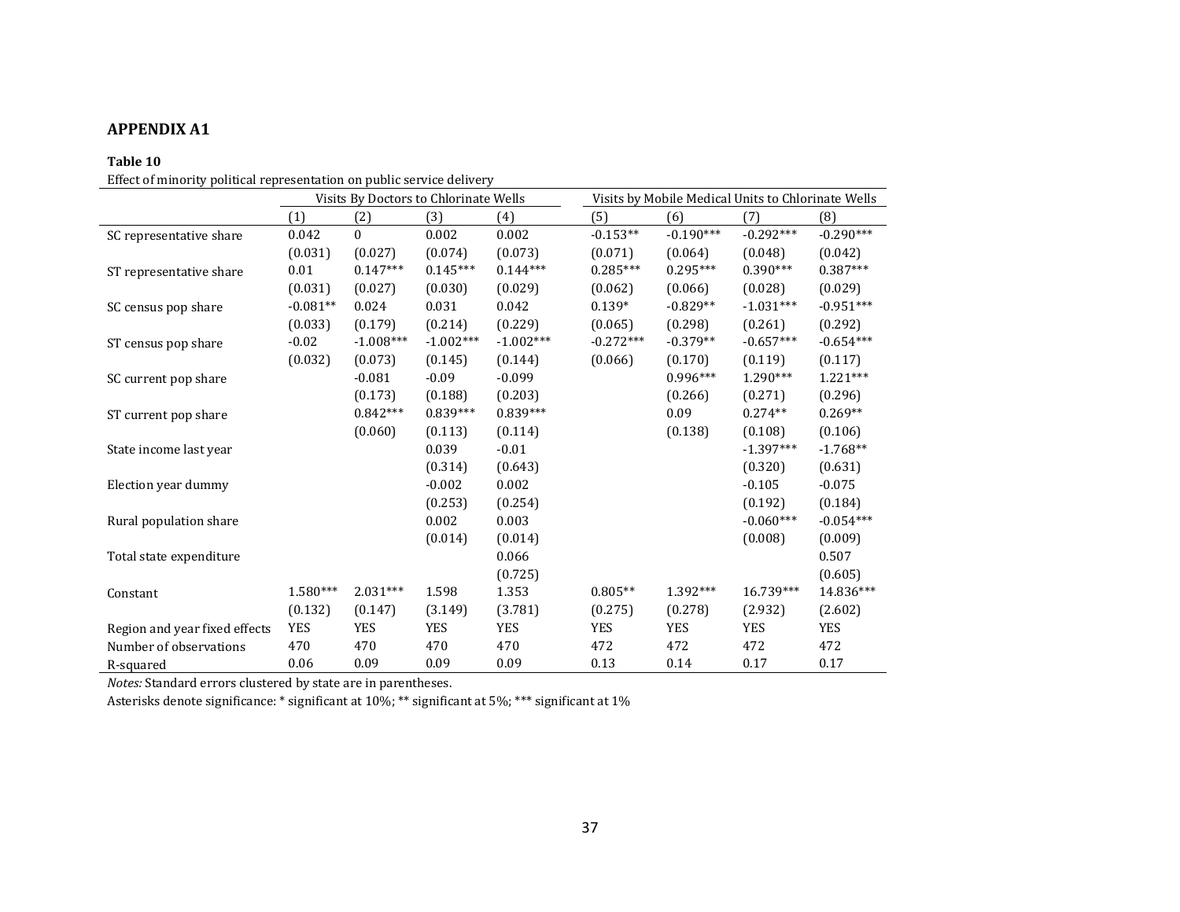## APPENDIX A1

**Table 10**

Effect of minority political representation on public service delivery

| | Visits By Doctors to Chlorinate Wells | | | | Visits by Mobile Medical Units to Chlorinate Wells | | | |
|---|---|---|---|---|---|---|---|---|
| | (1) | (2) | (3) | (4) | (5) | (6) | (7) | (8) |
| SC representative share | 0.042 | 0 | 0.002 | 0.002 | -0.153** | -0.190*** | -0.292*** | -0.290*** |
| | (0.031) | (0.027) | (0.074) | (0.073) | (0.071) | (0.064) | (0.048) | (0.042) |
| ST representative share | 0.01 | 0.147*** | 0.145*** | 0.144*** | 0.285*** | 0.295*** | 0.390*** | 0.387*** |
| | (0.031) | (0.027) | (0.030) | (0.029) | (0.062) | (0.066) | (0.028) | (0.029) |
| SC census pop share | -0.081** | 0.024 | 0.031 | 0.042 | 0.139* | -0.829** | -1.031*** | -0.951*** |
| | (0.033) | (0.179) | (0.214) | (0.229) | (0.065) | (0.298) | (0.261) | (0.292) |
| ST census pop share | -0.02 | -1.008*** | -1.002*** | -1.002*** | -0.272*** | -0.379** | -0.657*** | -0.654*** |
| | (0.032) | (0.073) | (0.145) | (0.144) | (0.066) | (0.170) | (0.119) | (0.117) |
| SC current pop share | | -0.081 | -0.09 | -0.099 | | 0.996*** | 1.290*** | 1.221*** |
| | | (0.173) | (0.188) | (0.203) | | (0.266) | (0.271) | (0.296) |
| ST current pop share | | 0.842*** | 0.839*** | 0.839*** | | 0.09 | 0.274** | 0.269** |
| | | (0.060) | (0.113) | (0.114) | | (0.138) | (0.108) | (0.106) |
| State income last year | | | 0.039 | -0.01 | | | -1.397*** | -1.768** |
| | | | (0.314) | (0.643) | | | (0.320) | (0.631) |
| Election year dummy | | | -0.002 | 0.002 | | | -0.105 | -0.075 |
| | | | (0.253) | (0.254) | | | (0.192) | (0.184) |
| Rural population share | | | 0.002 | 0.003 | | | -0.060*** | -0.054*** |
| | | | (0.014) | (0.014) | | | (0.008) | (0.009) |
| Total state expenditure | | | | 0.066 | | | | 0.507 |
| | | | | (0.725) | | | | (0.605) |
| Constant | 1.580*** | 2.031*** | 1.598 | 1.353 | 0.805** | 1.392*** | 16.739*** | 14.836*** |
| | (0.132) | (0.147) | (3.149) | (3.781) | (0.275) | (0.278) | (2.932) | (2.602) |
| Region and year fixed effects | YES | YES | YES | YES | YES | YES | YES | YES |
| Number of observations | 470 | 470 | 470 | 470 | 472 | 472 | 472 | 472 |
| R-squared | 0.06 | 0.09 | 0.09 | 0.09 | 0.13 | 0.14 | 0.17 | 0.17 |

*Notes:* Standard errors clustered by state are in parentheses.

Asterisks denote significance: * significant at 10%; ** significant at 5%; *** significant at 1%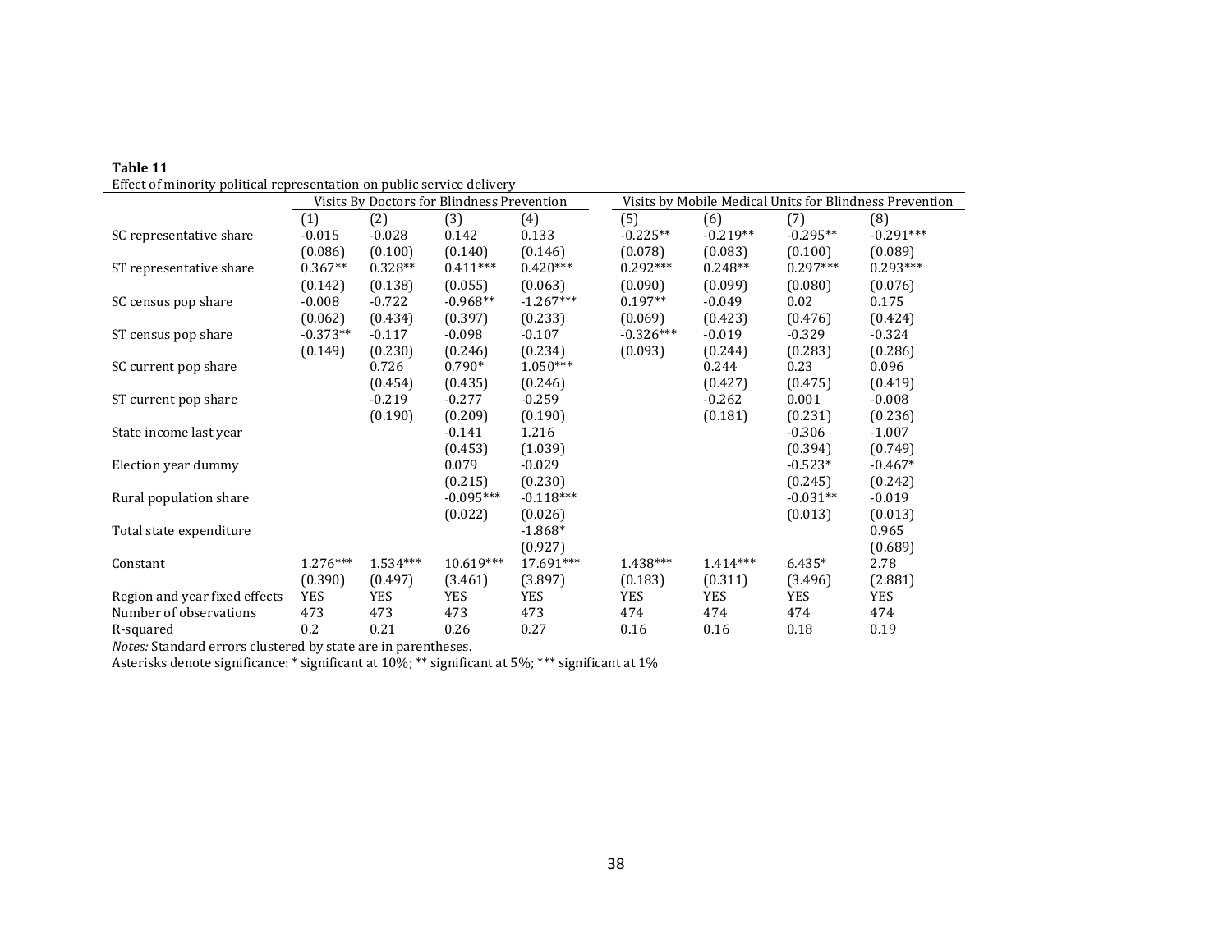**Table 11**

Effect of minority political representation on public service delivery

| | Visits By Doctors for Blindness Prevention | | | | Visits by Mobile Medical Units for Blindness Prevention | | | |
|---|---|---|---|---|---|---|---|---|
| | (1) | (2) | (3) | (4) | (5) | (6) | (7) | (8) |
| SC representative share | -0.015 | -0.028 | 0.142 | 0.133 | -0.225** | -0.219** | -0.295** | -0.291*** |
| | (0.086) | (0.100) | (0.140) | (0.146) | (0.078) | (0.083) | (0.100) | (0.089) |
| ST representative share | 0.367** | 0.328** | 0.411*** | 0.420*** | 0.292*** | 0.248** | 0.297*** | 0.293*** |
| | (0.142) | (0.138) | (0.055) | (0.063) | (0.090) | (0.099) | (0.080) | (0.076) |
| SC census pop share | -0.008 | -0.722 | -0.968** | -1.267*** | 0.197** | -0.049 | 0.02 | 0.175 |
| | (0.062) | (0.434) | (0.397) | (0.233) | (0.069) | (0.423) | (0.476) | (0.424) |
| ST census pop share | -0.373** | -0.117 | -0.098 | -0.107 | -0.326*** | -0.019 | -0.329 | -0.324 |
| | (0.149) | (0.230) | (0.246) | (0.234) | (0.093) | (0.244) | (0.283) | (0.286) |
| SC current pop share | | 0.726 | 0.790* | 1.050*** | | 0.244 | 0.23 | 0.096 |
| | | (0.454) | (0.435) | (0.246) | | (0.427) | (0.475) | (0.419) |
| ST current pop share | | -0.219 | -0.277 | -0.259 | | -0.262 | 0.001 | -0.008 |
| | | (0.190) | (0.209) | (0.190) | | (0.181) | (0.231) | (0.236) |
| State income last year | | | -0.141 | 1.216 | | | -0.306 | -1.007 |
| | | | (0.453) | (1.039) | | | (0.394) | (0.749) |
| Election year dummy | | | 0.079 | -0.029 | | | -0.523* | -0.467* |
| | | | (0.215) | (0.230) | | | (0.245) | (0.242) |
| Rural population share | | | -0.095*** | -0.118*** | | | -0.031** | -0.019 |
| | | | (0.022) | (0.026) | | | (0.013) | (0.013) |
| Total state expenditure | | | | -1.868* | | | | 0.965 |
| | | | | (0.927) | | | | (0.689) |
| Constant | 1.276*** | 1.534*** | 10.619*** | 17.691*** | 1.438*** | 1.414*** | 6.435* | 2.78 |
| | (0.390) | (0.497) | (3.461) | (3.897) | (0.183) | (0.311) | (3.496) | (2.881) |
| Region and year fixed effects | YES | YES | YES | YES | YES | YES | YES | YES |
| Number of observations | 473 | 473 | 473 | 473 | 474 | 474 | 474 | 474 |
| R-squared | 0.2 | 0.21 | 0.26 | 0.27 | 0.16 | 0.16 | 0.18 | 0.19 |

*Notes:* Standard errors clustered by state are in parentheses.

Asterisks denote significance: * significant at 10%; ** significant at 5%; *** significant at 1%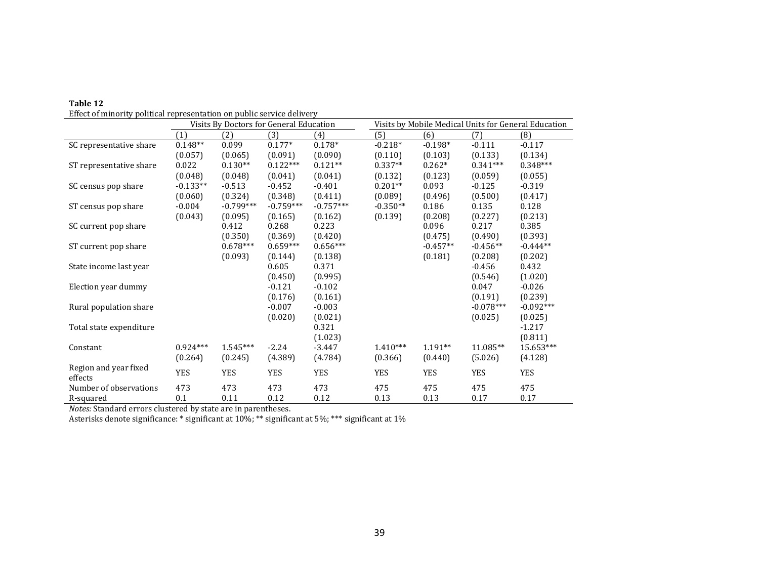**Table 12**

Effect of minority political representation on public service delivery

| | Visits By Doctors for General Education | | | | Visits by Mobile Medical Units for General Education | | | |
|---|---|---|---|---|---|---|---|---|
| | (1) | (2) | (3) | (4) | (5) | (6) | (7) | (8) |
| SC representative share | 0.148** | 0.099 | 0.177* | 0.178* | -0.218* | -0.198* | -0.111 | -0.117 |
| | (0.057) | (0.065) | (0.091) | (0.090) | (0.110) | (0.103) | (0.133) | (0.134) |
| ST representative share | 0.022 | 0.130** | 0.122*** | 0.121** | 0.337** | 0.262* | 0.341*** | 0.348*** |
| | (0.048) | (0.048) | (0.041) | (0.041) | (0.132) | (0.123) | (0.059) | (0.055) |
| SC census pop share | -0.133** | -0.513 | -0.452 | -0.401 | 0.201** | 0.093 | -0.125 | -0.319 |
| | (0.060) | (0.324) | (0.348) | (0.411) | (0.089) | (0.496) | (0.500) | (0.417) |
| ST census pop share | -0.004 | -0.799*** | -0.759*** | -0.757*** | -0.350** | 0.186 | 0.135 | 0.128 |
| | (0.043) | (0.095) | (0.165) | (0.162) | (0.139) | (0.208) | (0.227) | (0.213) |
| SC current pop share | | 0.412 | 0.268 | 0.223 | | 0.096 | 0.217 | 0.385 |
| | | (0.350) | (0.369) | (0.420) | | (0.475) | (0.490) | (0.393) |
| ST current pop share | | 0.678*** | 0.659*** | 0.656*** | | -0.457** | -0.456** | -0.444** |
| | | (0.093) | (0.144) | (0.138) | | (0.181) | (0.208) | (0.202) |
| State income last year | | | 0.605 | 0.371 | | | -0.456 | 0.432 |
| | | | (0.450) | (0.995) | | | (0.546) | (1.020) |
| Election year dummy | | | -0.121 | -0.102 | | | 0.047 | -0.026 |
| | | | (0.176) | (0.161) | | | (0.191) | (0.239) |
| Rural population share | | | -0.007 | -0.003 | | | -0.078*** | -0.092*** |
| | | | (0.020) | (0.021) | | | (0.025) | (0.025) |
| Total state expenditure | | | | 0.321 | | | | -1.217 |
| | | | | (1.023) | | | | (0.811) |
| Constant | 0.924*** | 1.545*** | -2.24 | -3.447 | 1.410*** | 1.191** | 11.085** | 15.653*** |
| | (0.264) | (0.245) | (4.389) | (4.784) | (0.366) | (0.440) | (5.026) | (4.128) |
| Region and year fixed effects | YES | YES | YES | YES | YES | YES | YES | YES |
| Number of observations | 473 | 473 | 473 | 473 | 475 | 475 | 475 | 475 |
| R-squared | 0.1 | 0.11 | 0.12 | 0.12 | 0.13 | 0.13 | 0.17 | 0.17 |

*Notes:* Standard errors clustered by state are in parentheses.

Asterisks denote significance: * significant at 10%; ** significant at 5%; *** significant at 1%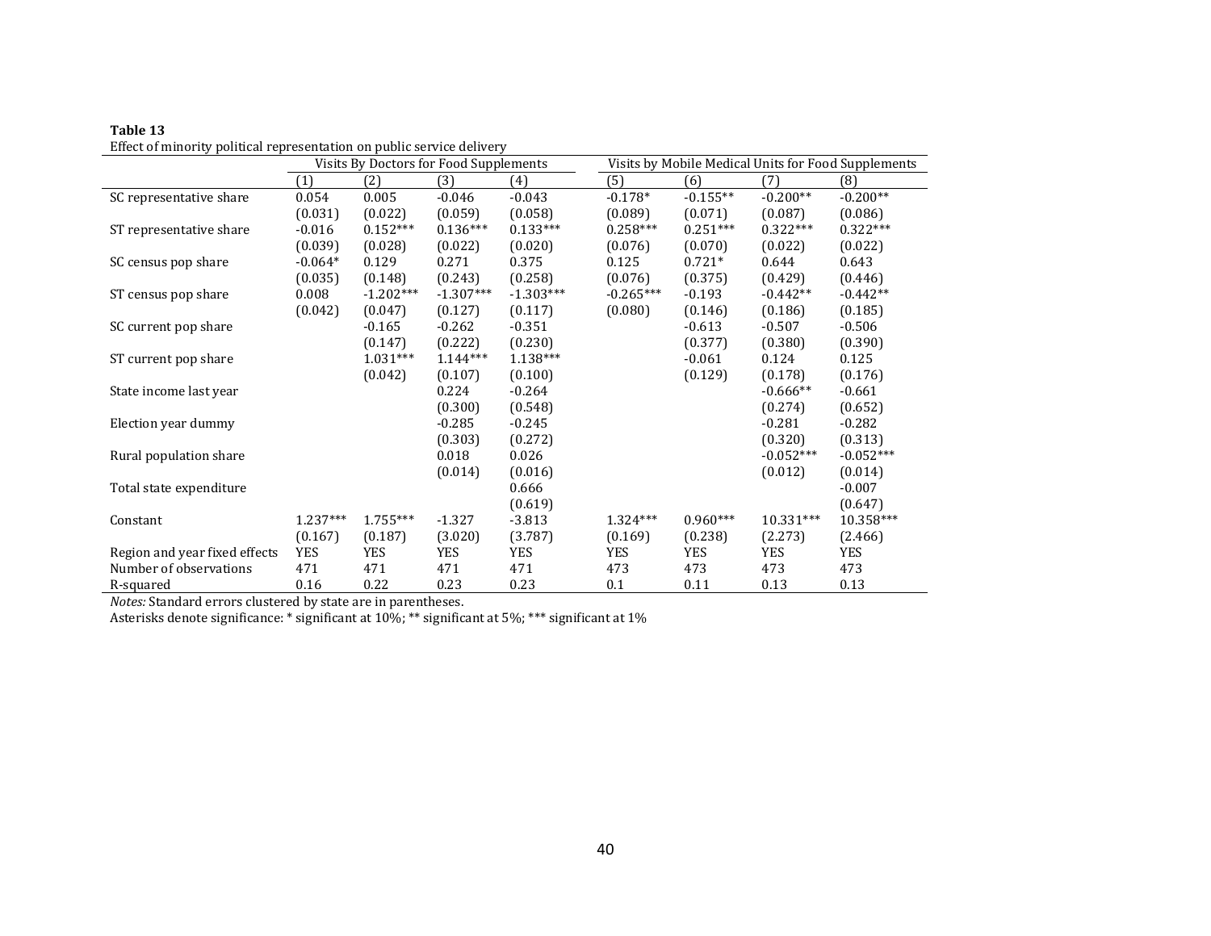**Table 13**

Effect of minority political representation on public service delivery

| | Visits By Doctors for Food Supplements | | | | Visits by Mobile Medical Units for Food Supplements | | | |
|---|---|---|---|---|---|---|---|---|
| | (1) | (2) | (3) | (4) | (5) | (6) | (7) | (8) |
| SC representative share | 0.054 | 0.005 | -0.046 | -0.043 | -0.178* | -0.155** | -0.200** | -0.200** |
| | (0.031) | (0.022) | (0.059) | (0.058) | (0.089) | (0.071) | (0.087) | (0.086) |
| ST representative share | -0.016 | 0.152*** | 0.136*** | 0.133*** | 0.258*** | 0.251*** | 0.322*** | 0.322*** |
| | (0.039) | (0.028) | (0.022) | (0.020) | (0.076) | (0.070) | (0.022) | (0.022) |
| SC census pop share | -0.064* | 0.129 | 0.271 | 0.375 | 0.125 | 0.721* | 0.644 | 0.643 |
| | (0.035) | (0.148) | (0.243) | (0.258) | (0.076) | (0.375) | (0.429) | (0.446) |
| ST census pop share | 0.008 | -1.202*** | -1.307*** | -1.303*** | -0.265*** | -0.193 | -0.442** | -0.442** |
| | (0.042) | (0.047) | (0.127) | (0.117) | (0.080) | (0.146) | (0.186) | (0.185) |
| SC current pop share | | -0.165 | -0.262 | -0.351 | | -0.613 | -0.507 | -0.506 |
| | | (0.147) | (0.222) | (0.230) | | (0.377) | (0.380) | (0.390) |
| ST current pop share | | 1.031*** | 1.144*** | 1.138*** | | -0.061 | 0.124 | 0.125 |
| | | (0.042) | (0.107) | (0.100) | | (0.129) | (0.178) | (0.176) |
| State income last year | | | 0.224 | -0.264 | | | -0.666** | -0.661 |
| | | | (0.300) | (0.548) | | | (0.274) | (0.652) |
| Election year dummy | | | -0.285 | -0.245 | | | -0.281 | -0.282 |
| | | | (0.303) | (0.272) | | | (0.320) | (0.313) |
| Rural population share | | | 0.018 | 0.026 | | | -0.052*** | -0.052*** |
| | | | (0.014) | (0.016) | | | (0.012) | (0.014) |
| Total state expenditure | | | | 0.666 | | | | -0.007 |
| | | | | (0.619) | | | | (0.647) |
| Constant | 1.237*** | 1.755*** | -1.327 | -3.813 | 1.324*** | 0.960*** | 10.331*** | 10.358*** |
| | (0.167) | (0.187) | (3.020) | (3.787) | (0.169) | (0.238) | (2.273) | (2.466) |
| Region and year fixed effects | YES | YES | YES | YES | YES | YES | YES | YES |
| Number of observations | 471 | 471 | 471 | 471 | 473 | 473 | 473 | 473 |
| R-squared | 0.16 | 0.22 | 0.23 | 0.23 | 0.1 | 0.11 | 0.13 | 0.13 |

*Notes:* Standard errors clustered by state are in parentheses.

Asterisks denote significance: * significant at 10%; ** significant at 5%; *** significant at 1%